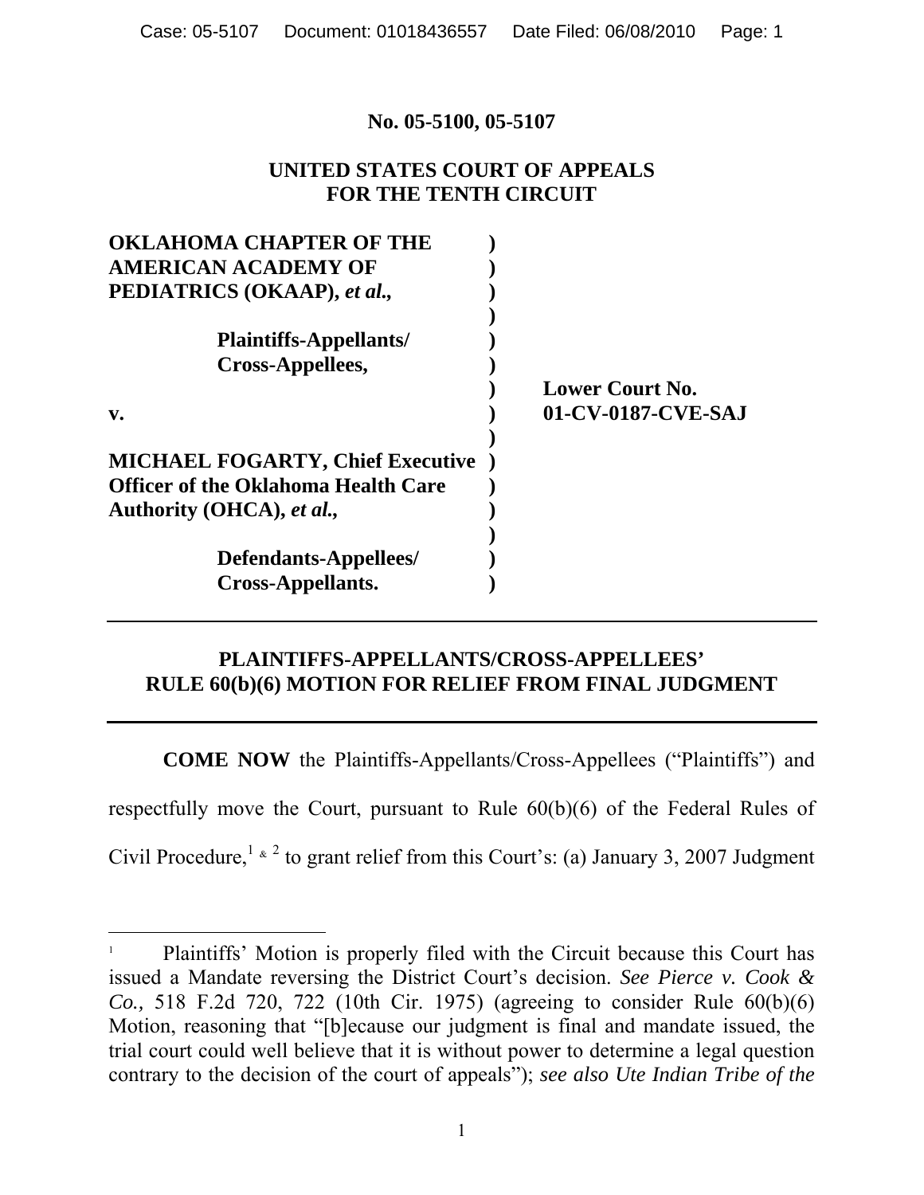**No. 05-5100, 05-5107**

**UNITED STATES COURT OF APPEALS**
**FOR THE TENTH CIRCUIT**

| | | |
|---|---|---|
| **OKLAHOMA CHAPTER OF THE AMERICAN ACADEMY OF PEDIATRICS (OKAAP),** ***et al.*****,** | ) | |
| **Plaintiffs-Appellants/ Cross-Appellees,** | ) | **Lower Court No.** |
| **v.** | ) | **01-CV-0187-CVE-SAJ** |
| **MICHAEL FOGARTY, Chief Executive Officer of the Oklahoma Health Care Authority (OHCA),** ***et al.*****,** | ) | |
| **Defendants-Appellees/ Cross-Appellants.** | ) | |

---

**PLAINTIFFS-APPELLANTS/CROSS-APPELLEES' RULE 60(b)(6) MOTION FOR RELIEF FROM FINAL JUDGMENT**

---

**COME NOW** the Plaintiffs-Appellants/Cross-Appellees ("Plaintiffs") and respectfully move the Court, pursuant to Rule 60(b)(6) of the Federal Rules of Civil Procedure,[1 & 2] to grant relief from this Court's: (a) January 3, 2007 Judgment

[1] Plaintiffs' Motion is properly filed with the Circuit because this Court has issued a Mandate reversing the District Court's decision. *See Pierce v. Cook & Co.,* 518 F.2d 720, 722 (10th Cir. 1975) (agreeing to consider Rule 60(b)(6) Motion, reasoning that "[b]ecause our judgment is final and mandate issued, the trial court could well believe that it is without power to determine a legal question contrary to the decision of the court of appeals"); *see also Ute Indian Tribe of the*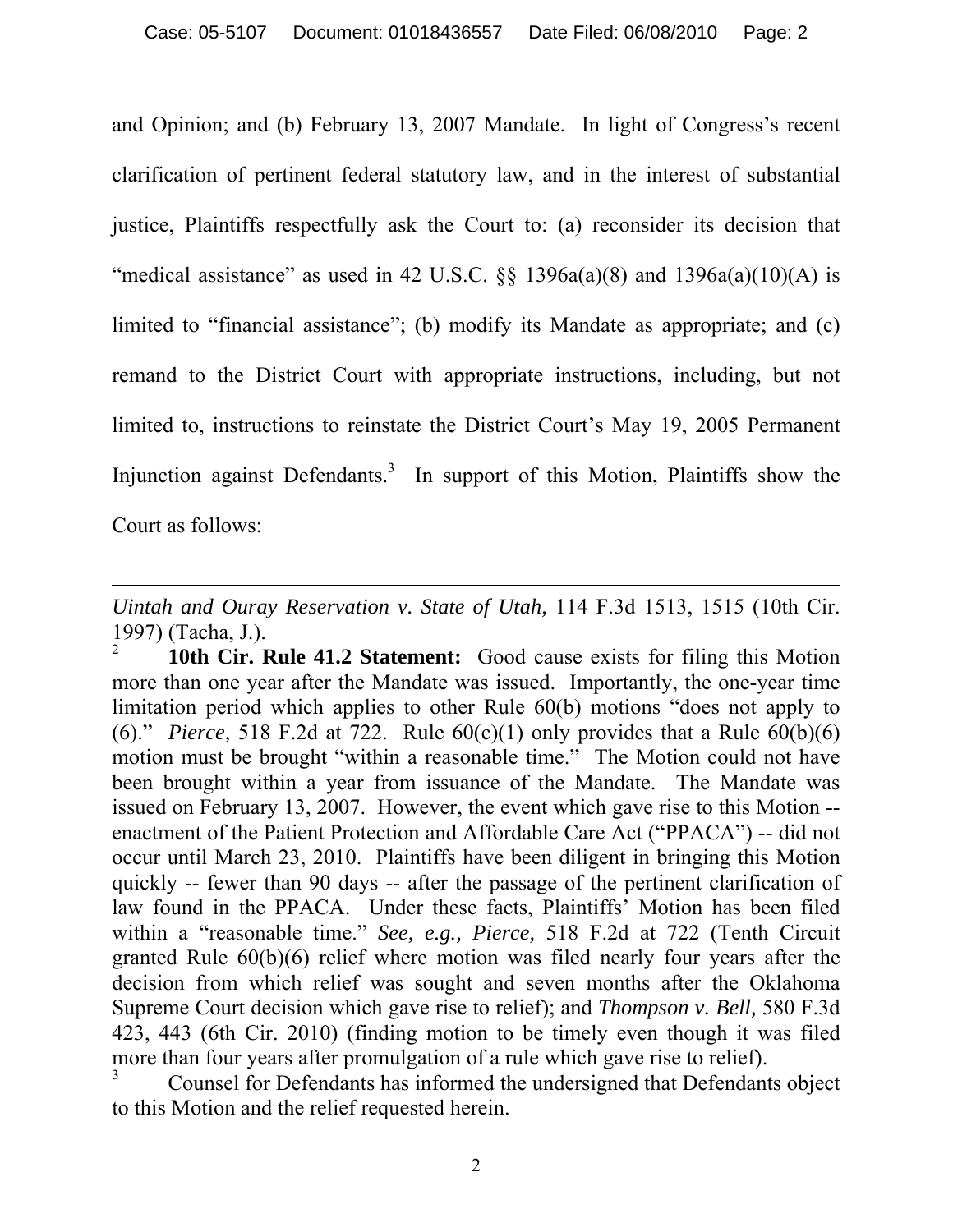and Opinion; and (b) February 13, 2007 Mandate. In light of Congress's recent clarification of pertinent federal statutory law, and in the interest of substantial justice, Plaintiffs respectfully ask the Court to: (a) reconsider its decision that "medical assistance" as used in 42 U.S.C. §§ 1396a(a)(8) and 1396a(a)(10)(A) is limited to "financial assistance"; (b) modify its Mandate as appropriate; and (c) remand to the District Court with appropriate instructions, including, but not limited to, instructions to reinstate the District Court's May 19, 2005 Permanent Injunction against Defendants.[3] In support of this Motion, Plaintiffs show the Court as follows:

---

*Uintah and Ouray Reservation v. State of Utah,* 114 F.3d 1513, 1515 (10th Cir. 1997) (Tacha, J.).

[2] **10th Cir. Rule 41.2 Statement:** Good cause exists for filing this Motion more than one year after the Mandate was issued. Importantly, the one-year time limitation period which applies to other Rule 60(b) motions "does not apply to (6)." *Pierce,* 518 F.2d at 722. Rule 60(c)(1) only provides that a Rule 60(b)(6) motion must be brought "within a reasonable time." The Motion could not have been brought within a year from issuance of the Mandate. The Mandate was issued on February 13, 2007. However, the event which gave rise to this Motion -- enactment of the Patient Protection and Affordable Care Act ("PPACA") -- did not occur until March 23, 2010. Plaintiffs have been diligent in bringing this Motion quickly -- fewer than 90 days -- after the passage of the pertinent clarification of law found in the PPACA. Under these facts, Plaintiffs' Motion has been filed within a "reasonable time." *See, e.g., Pierce,* 518 F.2d at 722 (Tenth Circuit granted Rule 60(b)(6) relief where motion was filed nearly four years after the decision from which relief was sought and seven months after the Oklahoma Supreme Court decision which gave rise to relief); and *Thompson v. Bell,* 580 F.3d 423, 443 (6th Cir. 2010) (finding motion to be timely even though it was filed more than four years after promulgation of a rule which gave rise to relief).

[3] Counsel for Defendants has informed the undersigned that Defendants object to this Motion and the relief requested herein.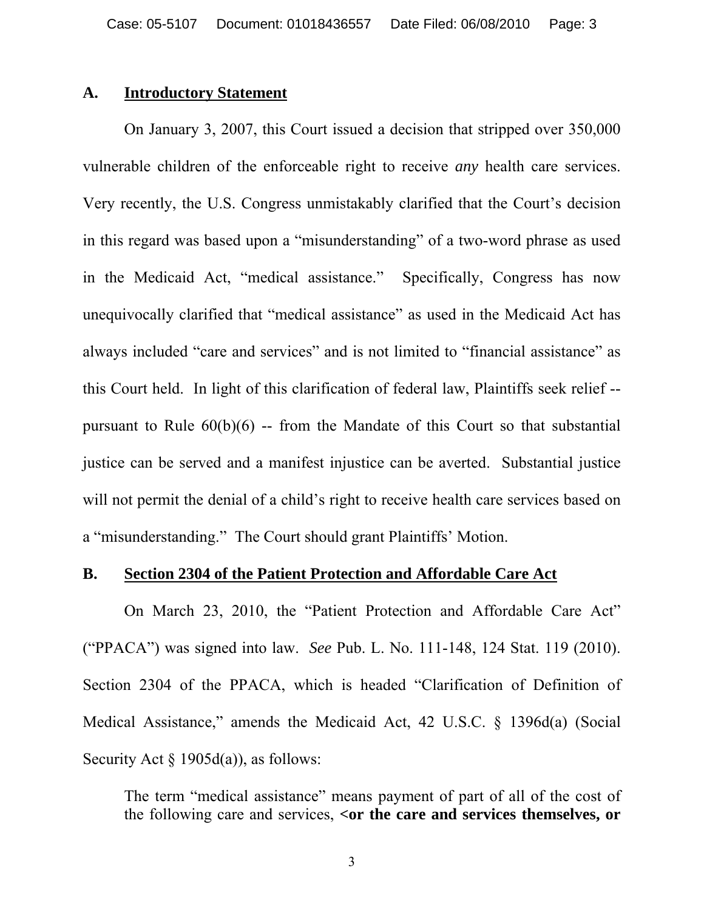## A. Introductory Statement

On January 3, 2007, this Court issued a decision that stripped over 350,000 vulnerable children of the enforceable right to receive *any* health care services. Very recently, the U.S. Congress unmistakably clarified that the Court's decision in this regard was based upon a "misunderstanding" of a two-word phrase as used in the Medicaid Act, "medical assistance." Specifically, Congress has now unequivocally clarified that "medical assistance" as used in the Medicaid Act has always included "care and services" and is not limited to "financial assistance" as this Court held. In light of this clarification of federal law, Plaintiffs seek relief -- pursuant to Rule 60(b)(6) -- from the Mandate of this Court so that substantial justice can be served and a manifest injustice can be averted. Substantial justice will not permit the denial of a child's right to receive health care services based on a "misunderstanding." The Court should grant Plaintiffs' Motion.

## B. Section 2304 of the Patient Protection and Affordable Care Act

On March 23, 2010, the "Patient Protection and Affordable Care Act" ("PPACA") was signed into law. *See* Pub. L. No. 111-148, 124 Stat. 119 (2010). Section 2304 of the PPACA, which is headed "Clarification of Definition of Medical Assistance," amends the Medicaid Act, 42 U.S.C. § 1396d(a) (Social Security Act § 1905d(a)), as follows:

> The term "medical assistance" means payment of part of all of the cost of the following care and services, **<or the care and services themselves, or**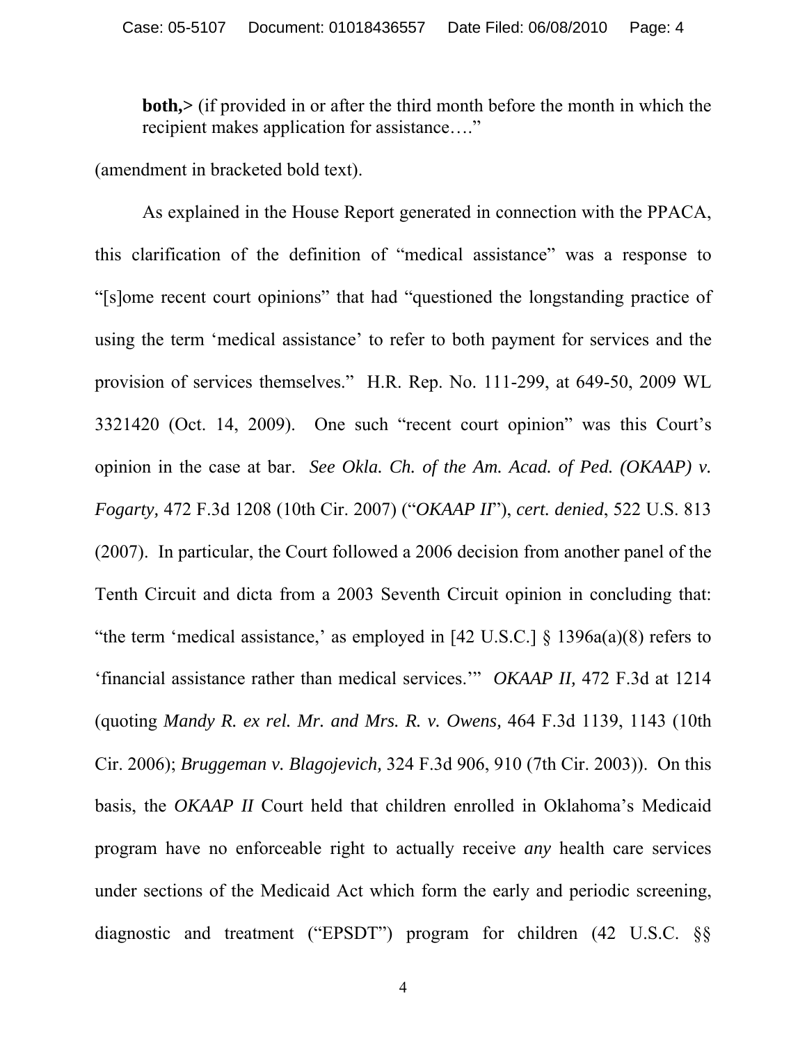> **both,>** (if provided in or after the third month before the month in which the recipient makes application for assistance…."

(amendment in bracketed bold text).

As explained in the House Report generated in connection with the PPACA, this clarification of the definition of "medical assistance" was a response to "[s]ome recent court opinions" that had "questioned the longstanding practice of using the term 'medical assistance' to refer to both payment for services and the provision of services themselves." H.R. Rep. No. 111-299, at 649-50, 2009 WL 3321420 (Oct. 14, 2009). One such "recent court opinion" was this Court's opinion in the case at bar. *See Okla. Ch. of the Am. Acad. of Ped. (OKAAP) v. Fogarty,* 472 F.3d 1208 (10th Cir. 2007) ("*OKAAP II*"), *cert. denied*, 522 U.S. 813 (2007). In particular, the Court followed a 2006 decision from another panel of the Tenth Circuit and dicta from a 2003 Seventh Circuit opinion in concluding that: "the term 'medical assistance,' as employed in [42 U.S.C.] § 1396a(a)(8) refers to 'financial assistance rather than medical services.'" *OKAAP II,* 472 F.3d at 1214 (quoting *Mandy R. ex rel. Mr. and Mrs. R. v. Owens,* 464 F.3d 1139, 1143 (10th Cir. 2006); *Bruggeman v. Blagojevich,* 324 F.3d 906, 910 (7th Cir. 2003)). On this basis, the *OKAAP II* Court held that children enrolled in Oklahoma's Medicaid program have no enforceable right to actually receive *any* health care services under sections of the Medicaid Act which form the early and periodic screening, diagnostic and treatment ("EPSDT") program for children (42 U.S.C. §§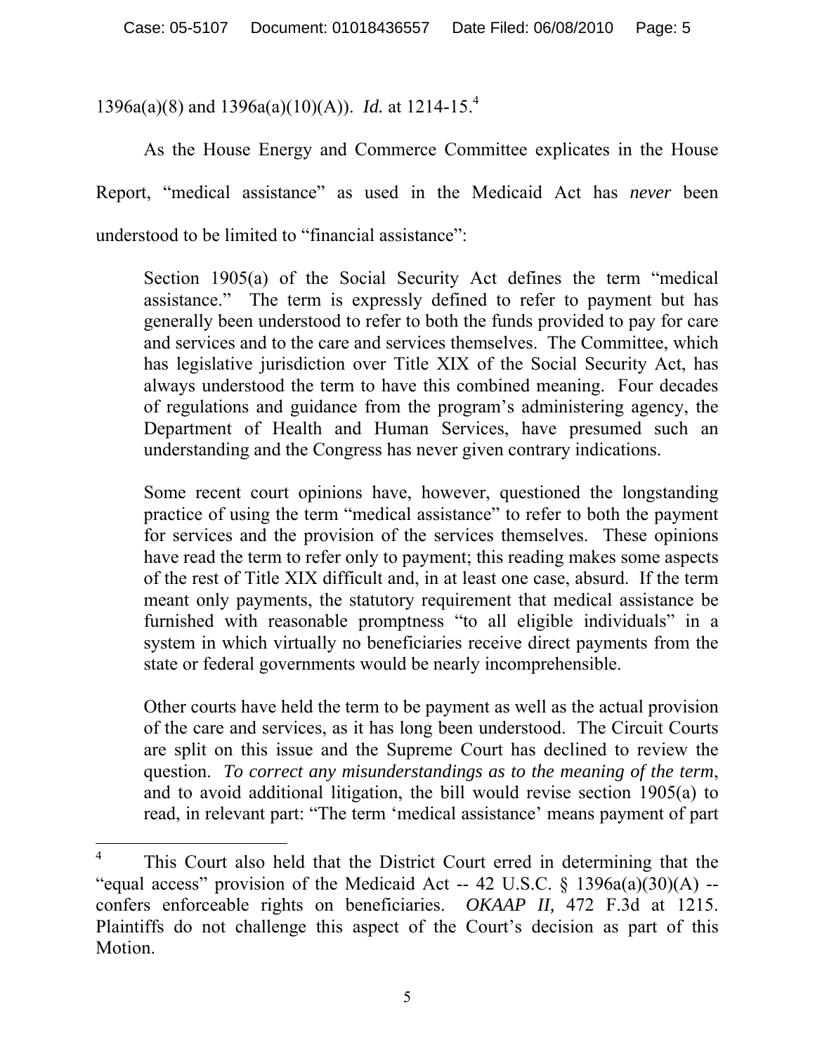1396a(a)(8) and 1396a(a)(10)(A)). *Id.* at 1214-15.[4]

As the House Energy and Commerce Committee explicates in the House Report, "medical assistance" as used in the Medicaid Act has *never* been understood to be limited to "financial assistance":

> Section 1905(a) of the Social Security Act defines the term "medical assistance." The term is expressly defined to refer to payment but has generally been understood to refer to both the funds provided to pay for care and services and to the care and services themselves. The Committee, which has legislative jurisdiction over Title XIX of the Social Security Act, has always understood the term to have this combined meaning. Four decades of regulations and guidance from the program's administering agency, the Department of Health and Human Services, have presumed such an understanding and the Congress has never given contrary indications.
>
> Some recent court opinions have, however, questioned the longstanding practice of using the term "medical assistance" to refer to both the payment for services and the provision of the services themselves. These opinions have read the term to refer only to payment; this reading makes some aspects of the rest of Title XIX difficult and, in at least one case, absurd. If the term meant only payments, the statutory requirement that medical assistance be furnished with reasonable promptness "to all eligible individuals" in a system in which virtually no beneficiaries receive direct payments from the state or federal governments would be nearly incomprehensible.
>
> Other courts have held the term to be payment as well as the actual provision of the care and services, as it has long been understood. The Circuit Courts are split on this issue and the Supreme Court has declined to review the question. *To correct any misunderstandings as to the meaning of the term*, and to avoid additional litigation, the bill would revise section 1905(a) to read, in relevant part: "The term 'medical assistance' means payment of part

---

[4] This Court also held that the District Court erred in determining that the "equal access" provision of the Medicaid Act -- 42 U.S.C. § 1396a(a)(30)(A) -- confers enforceable rights on beneficiaries. *OKAAP II,* 472 F.3d at 1215. Plaintiffs do not challenge this aspect of the Court's decision as part of this Motion.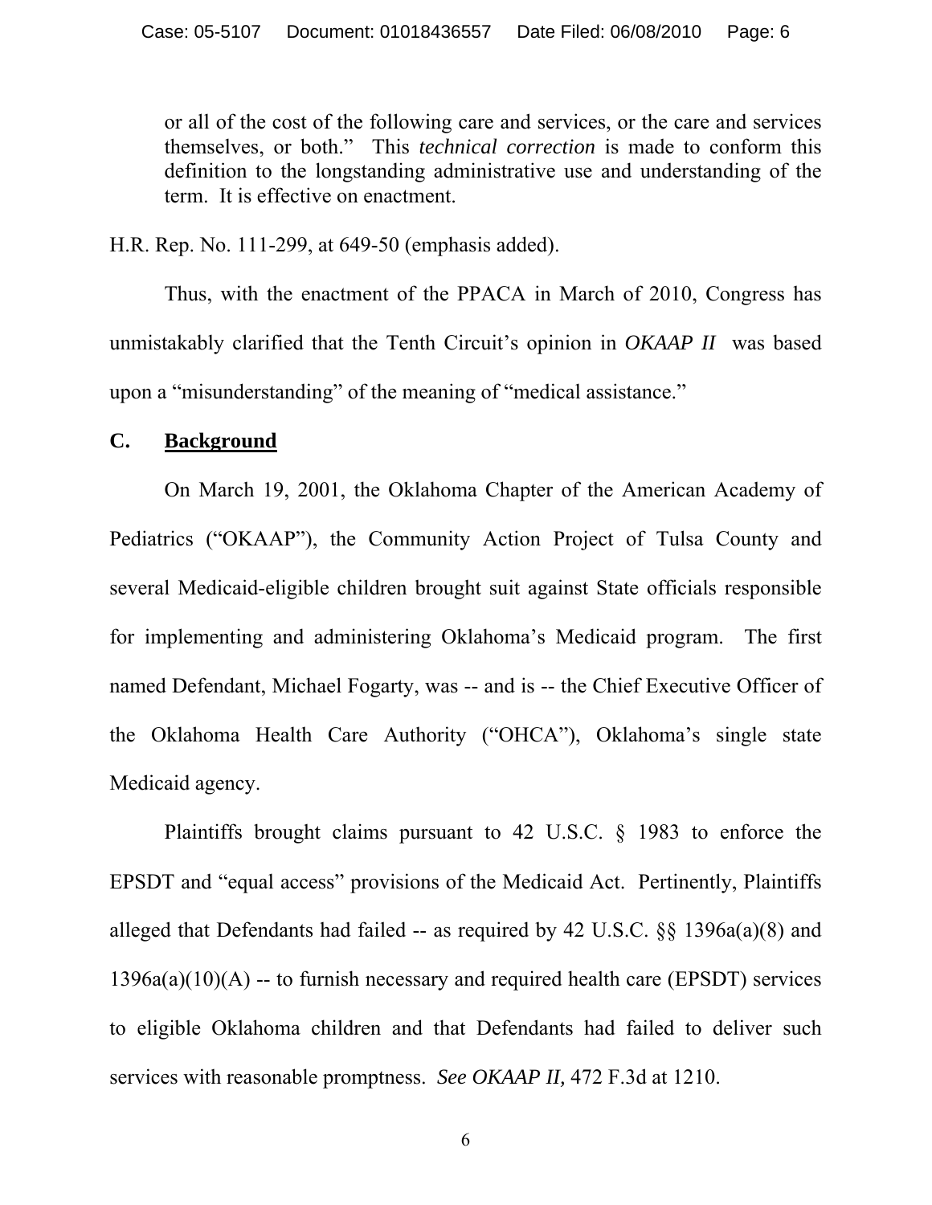> or all of the cost of the following care and services, or the care and services themselves, or both." This *technical correction* is made to conform this definition to the longstanding administrative use and understanding of the term. It is effective on enactment.

H.R. Rep. No. 111-299, at 649-50 (emphasis added).

Thus, with the enactment of the PPACA in March of 2010, Congress has unmistakably clarified that the Tenth Circuit's opinion in *OKAAP II* was based upon a "misunderstanding" of the meaning of "medical assistance."

### C. Background

On March 19, 2001, the Oklahoma Chapter of the American Academy of Pediatrics ("OKAAP"), the Community Action Project of Tulsa County and several Medicaid-eligible children brought suit against State officials responsible for implementing and administering Oklahoma's Medicaid program. The first named Defendant, Michael Fogarty, was -- and is -- the Chief Executive Officer of the Oklahoma Health Care Authority ("OHCA"), Oklahoma's single state Medicaid agency.

Plaintiffs brought claims pursuant to 42 U.S.C. § 1983 to enforce the EPSDT and "equal access" provisions of the Medicaid Act. Pertinently, Plaintiffs alleged that Defendants had failed -- as required by 42 U.S.C. §§ 1396a(a)(8) and 1396a(a)(10)(A) -- to furnish necessary and required health care (EPSDT) services to eligible Oklahoma children and that Defendants had failed to deliver such services with reasonable promptness. *See OKAAP II,* 472 F.3d at 1210.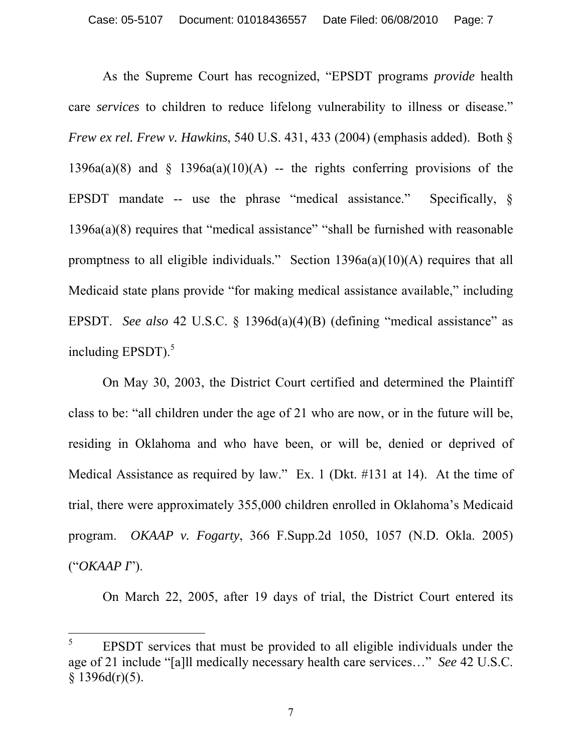As the Supreme Court has recognized, "EPSDT programs *provide* health care *services* to children to reduce lifelong vulnerability to illness or disease." *Frew ex rel. Frew v. Hawkins*, 540 U.S. 431, 433 (2004) (emphasis added). Both § 1396a(a)(8) and § 1396a(a)(10)(A) -- the rights conferring provisions of the EPSDT mandate -- use the phrase "medical assistance." Specifically, § 1396a(a)(8) requires that "medical assistance" "shall be furnished with reasonable promptness to all eligible individuals." Section 1396a(a)(10)(A) requires that all Medicaid state plans provide "for making medical assistance available," including EPSDT. *See also* 42 U.S.C. § 1396d(a)(4)(B) (defining "medical assistance" as including EPSDT).[5]

On May 30, 2003, the District Court certified and determined the Plaintiff class to be: "all children under the age of 21 who are now, or in the future will be, residing in Oklahoma and who have been, or will be, denied or deprived of Medical Assistance as required by law." Ex. 1 (Dkt. #131 at 14). At the time of trial, there were approximately 355,000 children enrolled in Oklahoma's Medicaid program. *OKAAP v. Fogarty*, 366 F.Supp.2d 1050, 1057 (N.D. Okla. 2005) ("*OKAAP I*").

On March 22, 2005, after 19 days of trial, the District Court entered its

---

[5] EPSDT services that must be provided to all eligible individuals under the age of 21 include "[a]ll medically necessary health care services…" *See* 42 U.S.C. § 1396d(r)(5).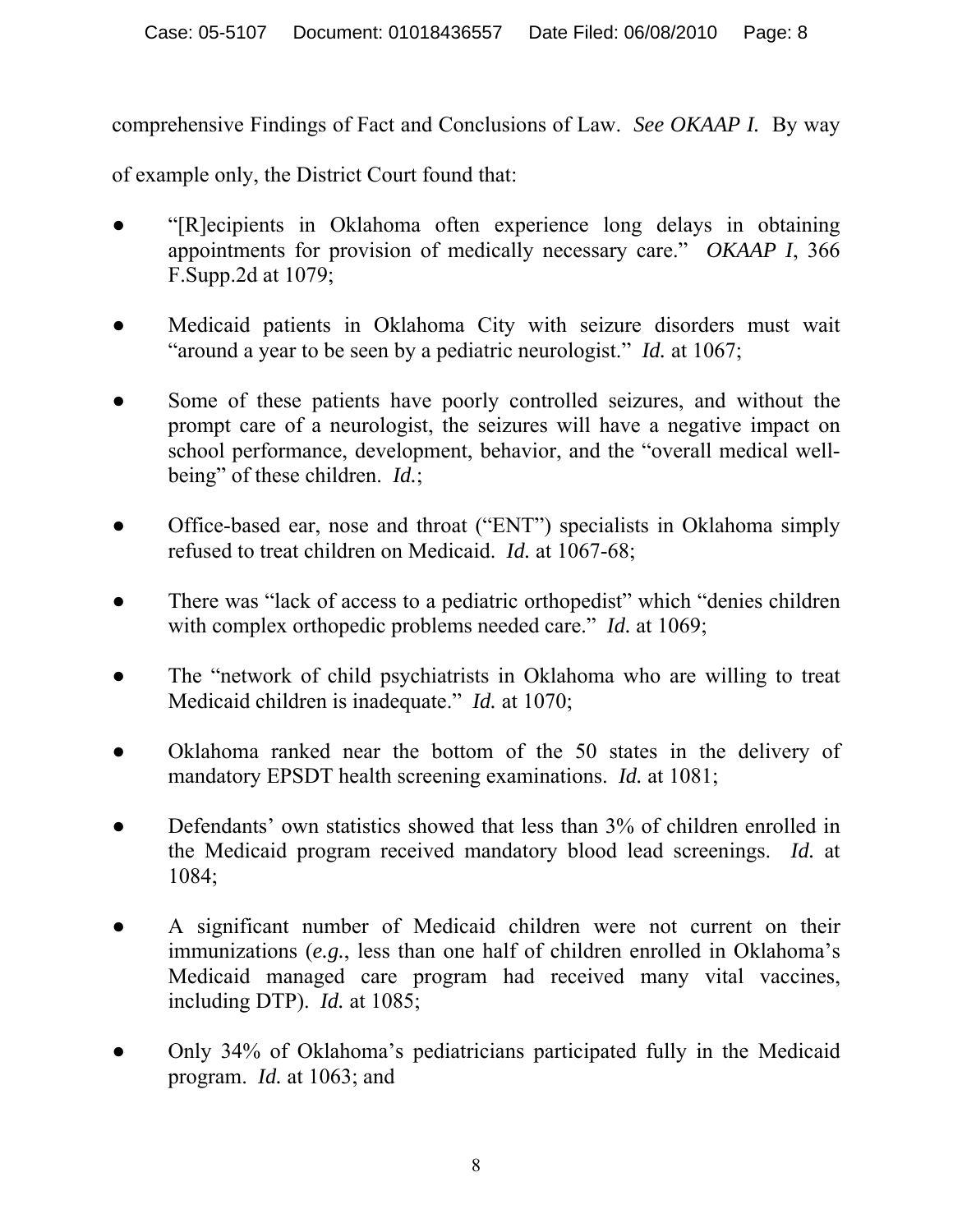comprehensive Findings of Fact and Conclusions of Law. *See OKAAP I.* By way of example only, the District Court found that:

- "[R]ecipients in Oklahoma often experience long delays in obtaining appointments for provision of medically necessary care." *OKAAP I*, 366 F.Supp.2d at 1079;

- Medicaid patients in Oklahoma City with seizure disorders must wait "around a year to be seen by a pediatric neurologist." *Id.* at 1067;

- Some of these patients have poorly controlled seizures, and without the prompt care of a neurologist, the seizures will have a negative impact on school performance, development, behavior, and the "overall medical well-being" of these children. *Id.*;

- Office-based ear, nose and throat ("ENT") specialists in Oklahoma simply refused to treat children on Medicaid. *Id.* at 1067-68;

- There was "lack of access to a pediatric orthopedist" which "denies children with complex orthopedic problems needed care." *Id.* at 1069;

- The "network of child psychiatrists in Oklahoma who are willing to treat Medicaid children is inadequate." *Id.* at 1070;

- Oklahoma ranked near the bottom of the 50 states in the delivery of mandatory EPSDT health screening examinations. *Id.* at 1081;

- Defendants' own statistics showed that less than 3% of children enrolled in the Medicaid program received mandatory blood lead screenings. *Id.* at 1084;

- A significant number of Medicaid children were not current on their immunizations (*e.g.*, less than one half of children enrolled in Oklahoma's Medicaid managed care program had received many vital vaccines, including DTP). *Id.* at 1085;

- Only 34% of Oklahoma's pediatricians participated fully in the Medicaid program. *Id.* at 1063; and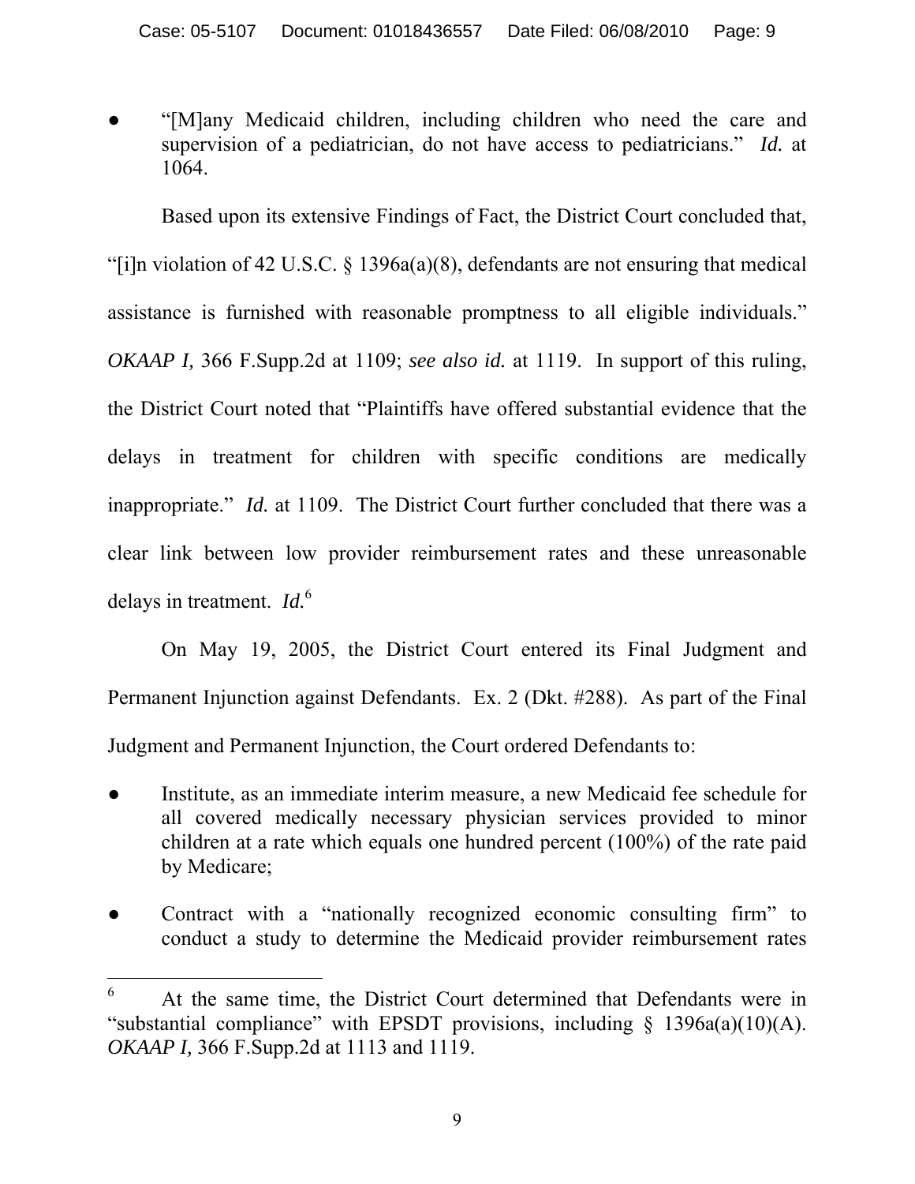- "[M]any Medicaid children, including children who need the care and supervision of a pediatrician, do not have access to pediatricians." *Id.* at 1064.

Based upon its extensive Findings of Fact, the District Court concluded that, "[i]n violation of 42 U.S.C. § 1396a(a)(8), defendants are not ensuring that medical assistance is furnished with reasonable promptness to all eligible individuals." *OKAAP I,* 366 F.Supp.2d at 1109; *see also id.* at 1119. In support of this ruling, the District Court noted that "Plaintiffs have offered substantial evidence that the delays in treatment for children with specific conditions are medically inappropriate." *Id.* at 1109. The District Court further concluded that there was a clear link between low provider reimbursement rates and these unreasonable delays in treatment. *Id.*[6]

On May 19, 2005, the District Court entered its Final Judgment and Permanent Injunction against Defendants. Ex. 2 (Dkt. #288). As part of the Final Judgment and Permanent Injunction, the Court ordered Defendants to:

- Institute, as an immediate interim measure, a new Medicaid fee schedule for all covered medically necessary physician services provided to minor children at a rate which equals one hundred percent (100%) of the rate paid by Medicare;
- Contract with a "nationally recognized economic consulting firm" to conduct a study to determine the Medicaid provider reimbursement rates

[6] At the same time, the District Court determined that Defendants were in "substantial compliance" with EPSDT provisions, including § 1396a(a)(10)(A). *OKAAP I,* 366 F.Supp.2d at 1113 and 1119.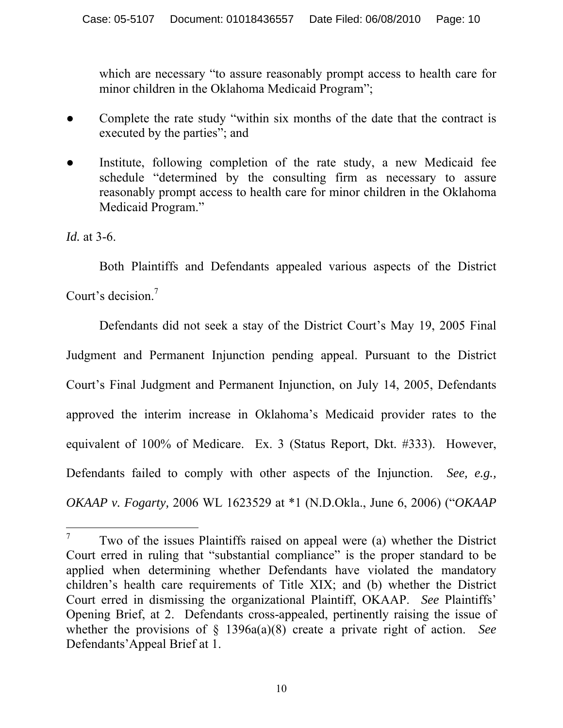which are necessary "to assure reasonably prompt access to health care for minor children in the Oklahoma Medicaid Program";

- Complete the rate study "within six months of the date that the contract is executed by the parties"; and
- Institute, following completion of the rate study, a new Medicaid fee schedule "determined by the consulting firm as necessary to assure reasonably prompt access to health care for minor children in the Oklahoma Medicaid Program."

*Id.* at 3-6.

Both Plaintiffs and Defendants appealed various aspects of the District Court's decision.[7]

Defendants did not seek a stay of the District Court's May 19, 2005 Final Judgment and Permanent Injunction pending appeal. Pursuant to the District Court's Final Judgment and Permanent Injunction, on July 14, 2005, Defendants approved the interim increase in Oklahoma's Medicaid provider rates to the equivalent of 100% of Medicare. Ex. 3 (Status Report, Dkt. #333). However, Defendants failed to comply with other aspects of the Injunction. *See, e.g., OKAAP v. Fogarty*, 2006 WL 1623529 at *1 (N.D.Okla., June 6, 2006) ("*OKAAP*

---

[7] Two of the issues Plaintiffs raised on appeal were (a) whether the District Court erred in ruling that "substantial compliance" is the proper standard to be applied when determining whether Defendants have violated the mandatory children's health care requirements of Title XIX; and (b) whether the District Court erred in dismissing the organizational Plaintiff, OKAAP. *See* Plaintiffs' Opening Brief, at 2. Defendants cross-appealed, pertinently raising the issue of whether the provisions of § 1396a(a)(8) create a private right of action. *See* Defendants' Appeal Brief at 1.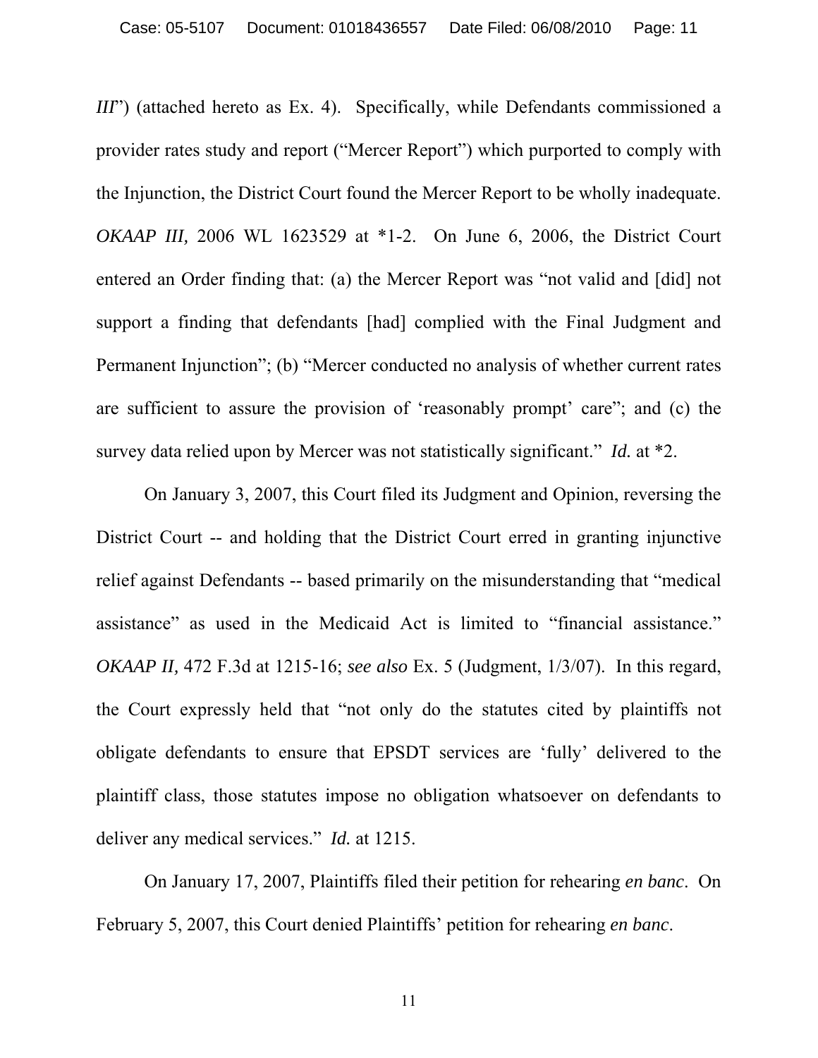*III*") (attached hereto as Ex. 4). Specifically, while Defendants commissioned a provider rates study and report ("Mercer Report") which purported to comply with the Injunction, the District Court found the Mercer Report to be wholly inadequate. *OKAAP III,* 2006 WL 1623529 at *1-2. On June 6, 2006, the District Court entered an Order finding that: (a) the Mercer Report was "not valid and [did] not support a finding that defendants [had] complied with the Final Judgment and Permanent Injunction"; (b) "Mercer conducted no analysis of whether current rates are sufficient to assure the provision of 'reasonably prompt' care"; and (c) the survey data relied upon by Mercer was not statistically significant." *Id.* at *2.

On January 3, 2007, this Court filed its Judgment and Opinion, reversing the District Court -- and holding that the District Court erred in granting injunctive relief against Defendants -- based primarily on the misunderstanding that "medical assistance" as used in the Medicaid Act is limited to "financial assistance." *OKAAP II,* 472 F.3d at 1215-16; *see also* Ex. 5 (Judgment, 1/3/07). In this regard, the Court expressly held that "not only do the statutes cited by plaintiffs not obligate defendants to ensure that EPSDT services are 'fully' delivered to the plaintiff class, those statutes impose no obligation whatsoever on defendants to deliver any medical services." *Id.* at 1215.

On January 17, 2007, Plaintiffs filed their petition for rehearing *en banc*. On February 5, 2007, this Court denied Plaintiffs' petition for rehearing *en banc*.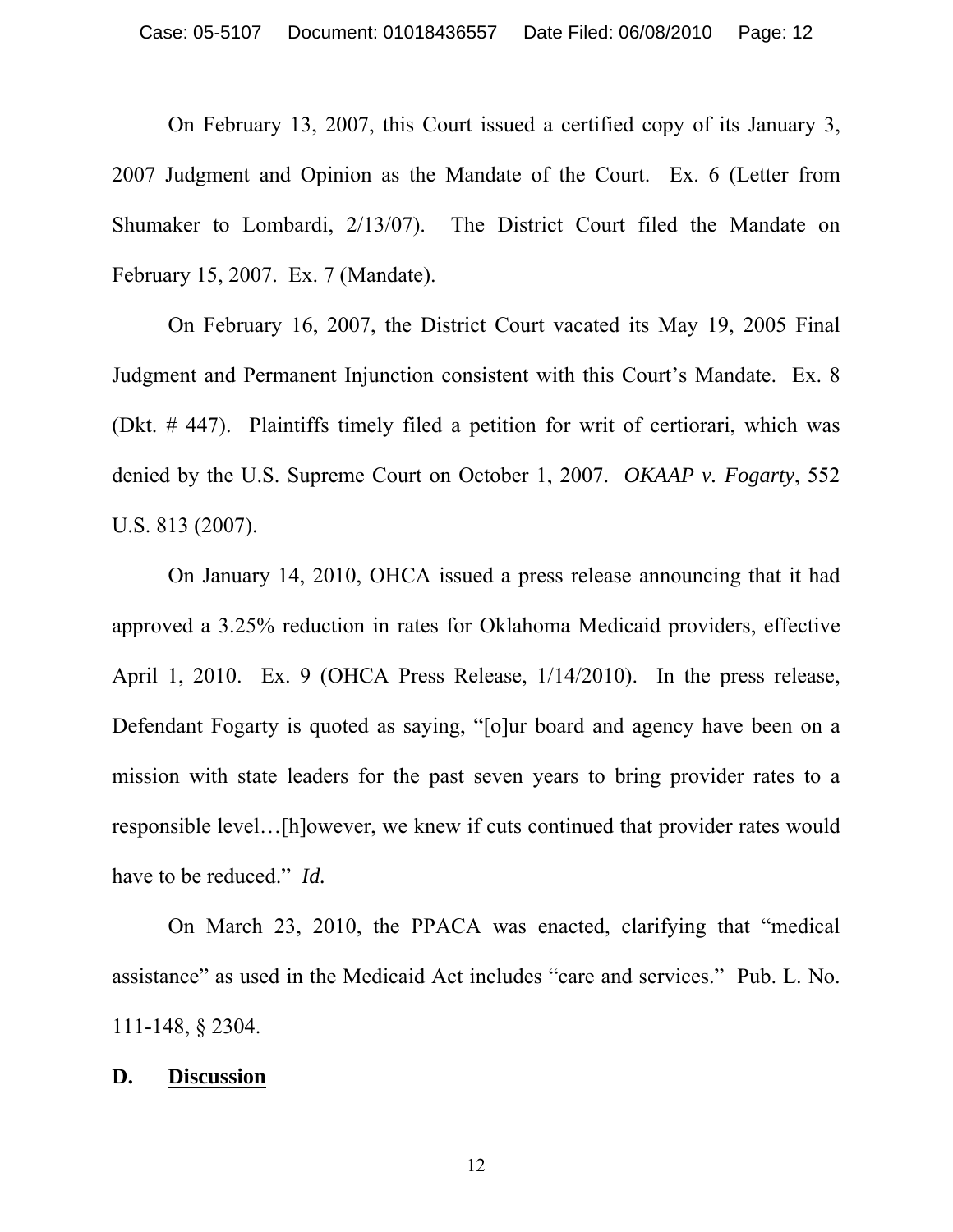On February 13, 2007, this Court issued a certified copy of its January 3, 2007 Judgment and Opinion as the Mandate of the Court. Ex. 6 (Letter from Shumaker to Lombardi, 2/13/07). The District Court filed the Mandate on February 15, 2007. Ex. 7 (Mandate).

On February 16, 2007, the District Court vacated its May 19, 2005 Final Judgment and Permanent Injunction consistent with this Court's Mandate. Ex. 8 (Dkt. # 447). Plaintiffs timely filed a petition for writ of certiorari, which was denied by the U.S. Supreme Court on October 1, 2007. *OKAAP v. Fogarty*, 552 U.S. 813 (2007).

On January 14, 2010, OHCA issued a press release announcing that it had approved a 3.25% reduction in rates for Oklahoma Medicaid providers, effective April 1, 2010. Ex. 9 (OHCA Press Release, 1/14/2010). In the press release, Defendant Fogarty is quoted as saying, "[o]ur board and agency have been on a mission with state leaders for the past seven years to bring provider rates to a responsible level…[h]owever, we knew if cuts continued that provider rates would have to be reduced." *Id.*

On March 23, 2010, the PPACA was enacted, clarifying that "medical assistance" as used in the Medicaid Act includes "care and services." Pub. L. No. 111-148, § 2304.

## D. Discussion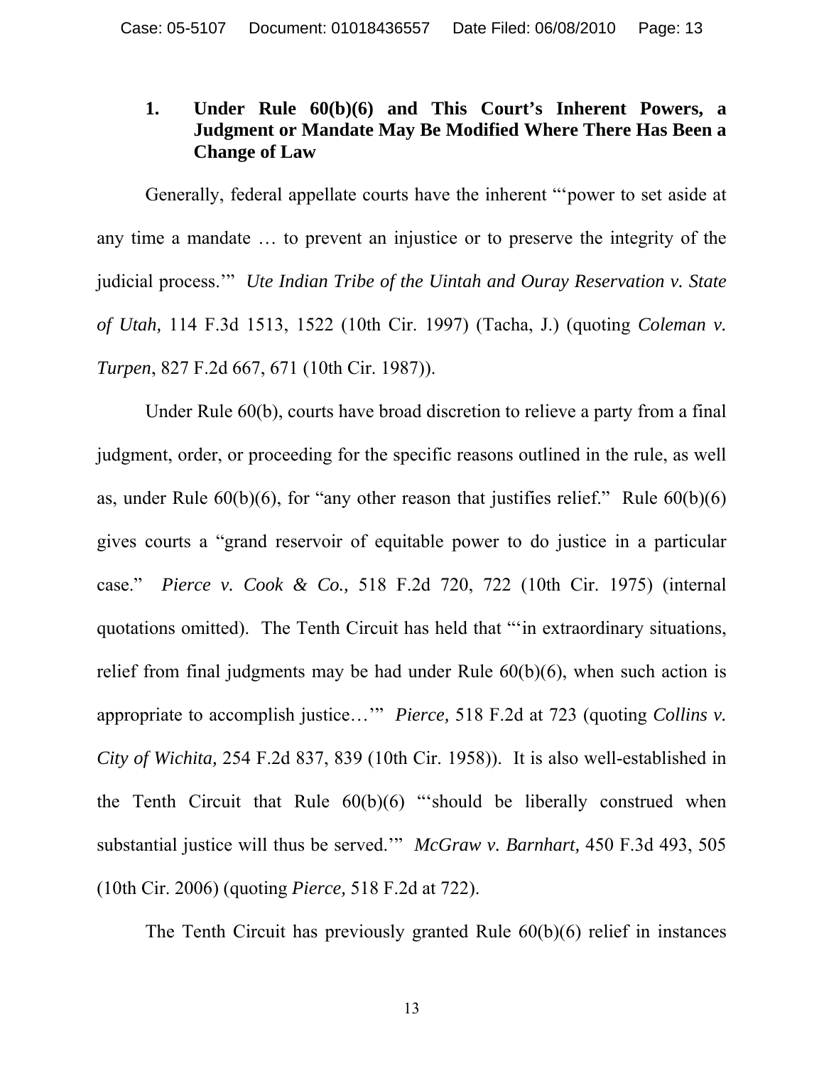### 1. Under Rule 60(b)(6) and This Court's Inherent Powers, a Judgment or Mandate May Be Modified Where There Has Been a Change of Law

Generally, federal appellate courts have the inherent "'power to set aside at any time a mandate … to prevent an injustice or to preserve the integrity of the judicial process.'" *Ute Indian Tribe of the Uintah and Ouray Reservation v. State of Utah,* 114 F.3d 1513, 1522 (10th Cir. 1997) (Tacha, J.) (quoting *Coleman v. Turpen*, 827 F.2d 667, 671 (10th Cir. 1987)).

Under Rule 60(b), courts have broad discretion to relieve a party from a final judgment, order, or proceeding for the specific reasons outlined in the rule, as well as, under Rule 60(b)(6), for "any other reason that justifies relief." Rule 60(b)(6) gives courts a "grand reservoir of equitable power to do justice in a particular case." *Pierce v. Cook & Co.,* 518 F.2d 720, 722 (10th Cir. 1975) (internal quotations omitted). The Tenth Circuit has held that "'in extraordinary situations, relief from final judgments may be had under Rule 60(b)(6), when such action is appropriate to accomplish justice…'" *Pierce,* 518 F.2d at 723 (quoting *Collins v. City of Wichita,* 254 F.2d 837, 839 (10th Cir. 1958)). It is also well-established in the Tenth Circuit that Rule 60(b)(6) "'should be liberally construed when substantial justice will thus be served.'" *McGraw v. Barnhart,* 450 F.3d 493, 505 (10th Cir. 2006) (quoting *Pierce,* 518 F.2d at 722).

The Tenth Circuit has previously granted Rule 60(b)(6) relief in instances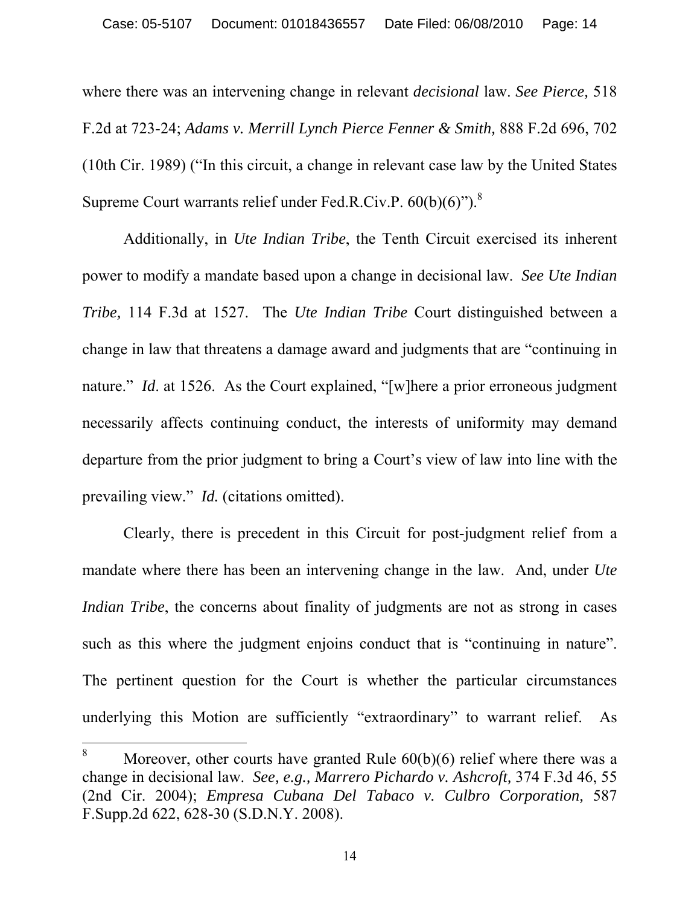where there was an intervening change in relevant *decisional* law. *See Pierce,* 518 F.2d at 723-24; *Adams v. Merrill Lynch Pierce Fenner & Smith,* 888 F.2d 696, 702 (10th Cir. 1989) ("In this circuit, a change in relevant case law by the United States Supreme Court warrants relief under Fed.R.Civ.P. 60(b)(6)").[8]

Additionally, in *Ute Indian Tribe*, the Tenth Circuit exercised its inherent power to modify a mandate based upon a change in decisional law. *See Ute Indian Tribe,* 114 F.3d at 1527. The *Ute Indian Tribe* Court distinguished between a change in law that threatens a damage award and judgments that are "continuing in nature." *Id*. at 1526. As the Court explained, "[w]here a prior erroneous judgment necessarily affects continuing conduct, the interests of uniformity may demand departure from the prior judgment to bring a Court's view of law into line with the prevailing view." *Id.* (citations omitted).

Clearly, there is precedent in this Circuit for post-judgment relief from a mandate where there has been an intervening change in the law. And, under *Ute Indian Tribe*, the concerns about finality of judgments are not as strong in cases such as this where the judgment enjoins conduct that is "continuing in nature". The pertinent question for the Court is whether the particular circumstances underlying this Motion are sufficiently "extraordinary" to warrant relief. As

[8] Moreover, other courts have granted Rule 60(b)(6) relief where there was a change in decisional law. *See, e.g., Marrero Pichardo v. Ashcroft,* 374 F.3d 46, 55 (2nd Cir. 2004); *Empresa Cubana Del Tabaco v. Culbro Corporation,* 587 F.Supp.2d 622, 628-30 (S.D.N.Y. 2008).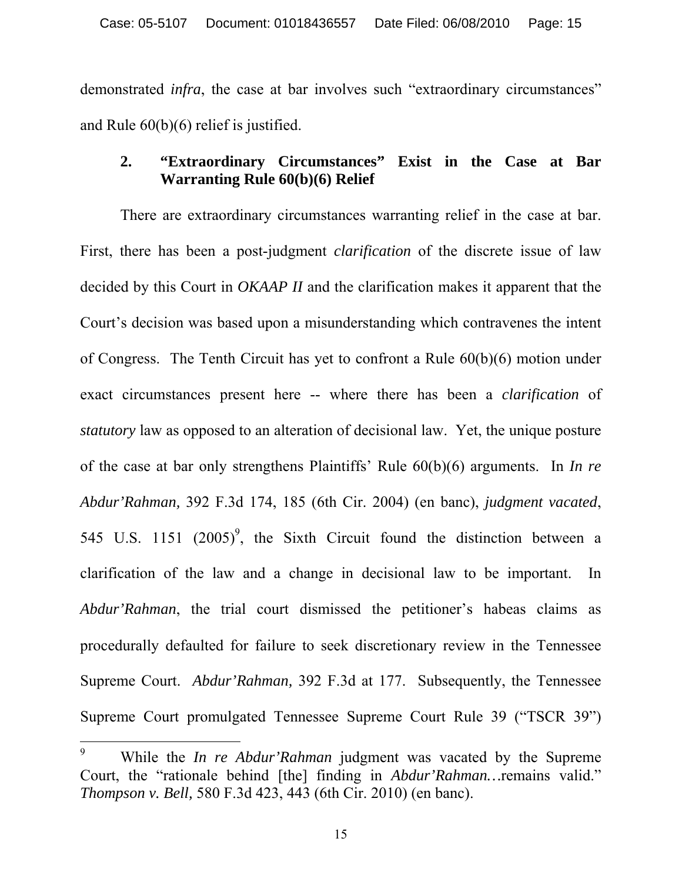demonstrated *infra*, the case at bar involves such "extraordinary circumstances" and Rule 60(b)(6) relief is justified.

### 2. "Extraordinary Circumstances" Exist in the Case at Bar Warranting Rule 60(b)(6) Relief

There are extraordinary circumstances warranting relief in the case at bar. First, there has been a post-judgment *clarification* of the discrete issue of law decided by this Court in *OKAAP II* and the clarification makes it apparent that the Court's decision was based upon a misunderstanding which contravenes the intent of Congress. The Tenth Circuit has yet to confront a Rule 60(b)(6) motion under exact circumstances present here -- where there has been a *clarification* of *statutory* law as opposed to an alteration of decisional law. Yet, the unique posture of the case at bar only strengthens Plaintiffs' Rule 60(b)(6) arguments. In *In re Abdur'Rahman,* 392 F.3d 174, 185 (6th Cir. 2004) (en banc), *judgment vacated*, 545 U.S. 1151 (2005)[9], the Sixth Circuit found the distinction between a clarification of the law and a change in decisional law to be important. In *Abdur'Rahman*, the trial court dismissed the petitioner's habeas claims as procedurally defaulted for failure to seek discretionary review in the Tennessee Supreme Court. *Abdur'Rahman,* 392 F.3d at 177. Subsequently, the Tennessee Supreme Court promulgated Tennessee Supreme Court Rule 39 ("TSCR 39")

---

[9] While the *In re Abdur'Rahman* judgment was vacated by the Supreme Court, the "rationale behind [the] finding in *Abdur'Rahman…*remains valid." *Thompson v. Bell,* 580 F.3d 423, 443 (6th Cir. 2010) (en banc).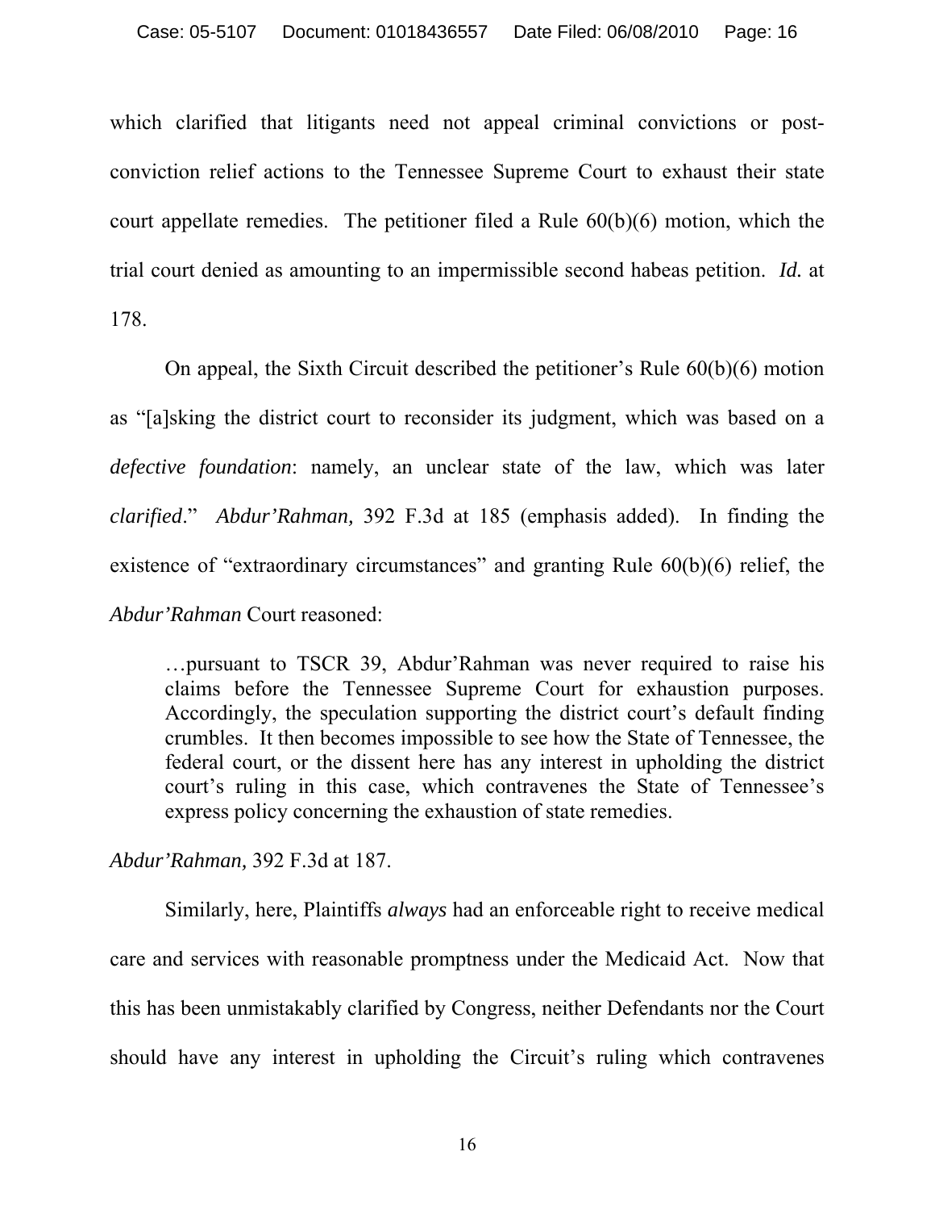which clarified that litigants need not appeal criminal convictions or post-conviction relief actions to the Tennessee Supreme Court to exhaust their state court appellate remedies. The petitioner filed a Rule 60(b)(6) motion, which the trial court denied as amounting to an impermissible second habeas petition. *Id.* at 178.

On appeal, the Sixth Circuit described the petitioner's Rule 60(b)(6) motion as "[a]sking the district court to reconsider its judgment, which was based on a *defective foundation*: namely, an unclear state of the law, which was later *clarified*." *Abdur'Rahman,* 392 F.3d at 185 (emphasis added). In finding the existence of "extraordinary circumstances" and granting Rule 60(b)(6) relief, the *Abdur'Rahman* Court reasoned:

> …pursuant to TSCR 39, Abdur'Rahman was never required to raise his claims before the Tennessee Supreme Court for exhaustion purposes. Accordingly, the speculation supporting the district court's default finding crumbles. It then becomes impossible to see how the State of Tennessee, the federal court, or the dissent here has any interest in upholding the district court's ruling in this case, which contravenes the State of Tennessee's express policy concerning the exhaustion of state remedies.

*Abdur'Rahman,* 392 F.3d at 187.

Similarly, here, Plaintiffs *always* had an enforceable right to receive medical care and services with reasonable promptness under the Medicaid Act. Now that this has been unmistakably clarified by Congress, neither Defendants nor the Court should have any interest in upholding the Circuit's ruling which contravenes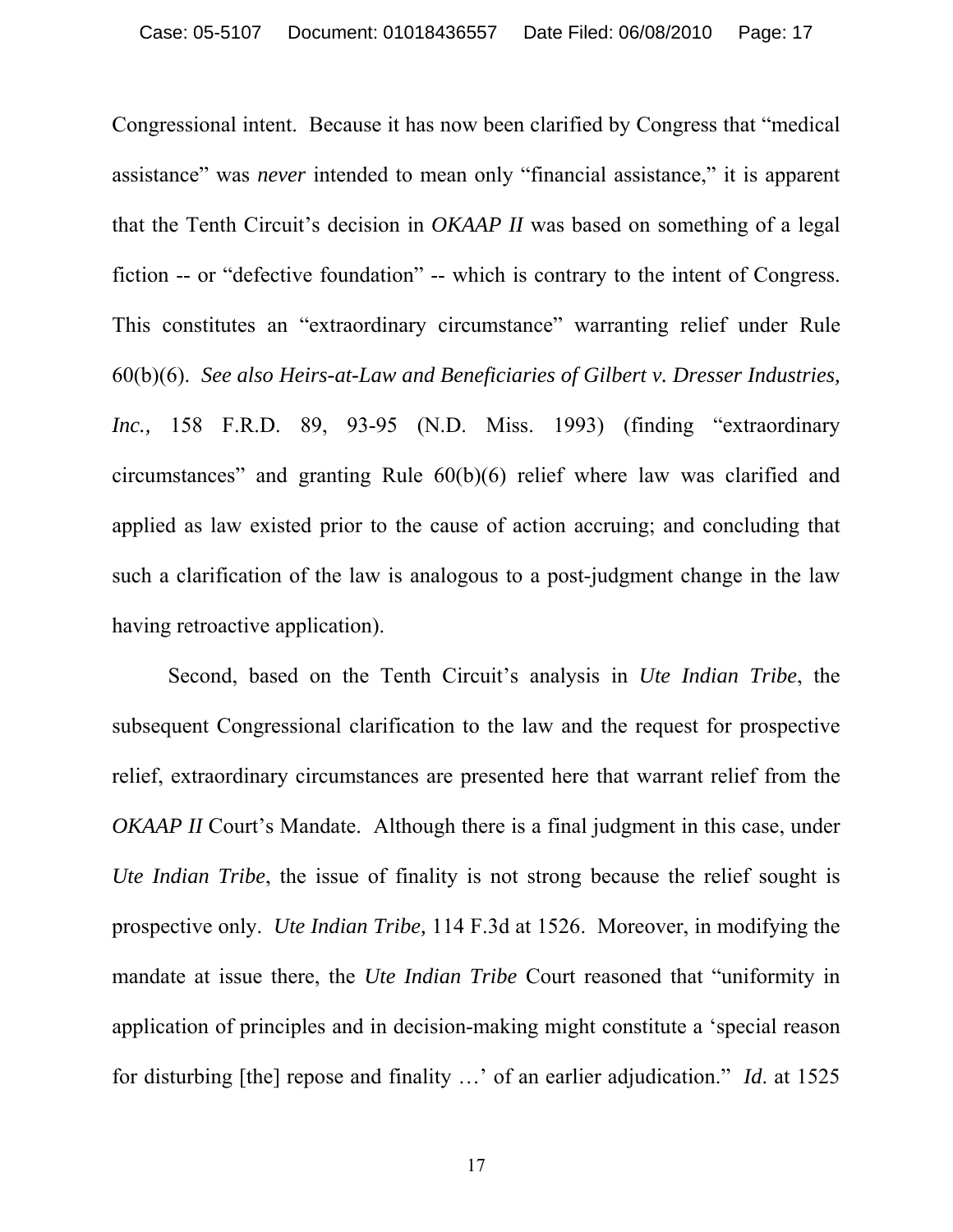Congressional intent. Because it has now been clarified by Congress that "medical assistance" was *never* intended to mean only "financial assistance," it is apparent that the Tenth Circuit's decision in *OKAAP II* was based on something of a legal fiction -- or "defective foundation" -- which is contrary to the intent of Congress. This constitutes an "extraordinary circumstance" warranting relief under Rule 60(b)(6). *See also Heirs-at-Law and Beneficiaries of Gilbert v. Dresser Industries, Inc.,* 158 F.R.D. 89, 93-95 (N.D. Miss. 1993) (finding "extraordinary circumstances" and granting Rule 60(b)(6) relief where law was clarified and applied as law existed prior to the cause of action accruing; and concluding that such a clarification of the law is analogous to a post-judgment change in the law having retroactive application).

Second, based on the Tenth Circuit's analysis in *Ute Indian Tribe*, the subsequent Congressional clarification to the law and the request for prospective relief, extraordinary circumstances are presented here that warrant relief from the *OKAAP II* Court's Mandate. Although there is a final judgment in this case, under *Ute Indian Tribe*, the issue of finality is not strong because the relief sought is prospective only. *Ute Indian Tribe,* 114 F.3d at 1526. Moreover, in modifying the mandate at issue there, the *Ute Indian Tribe* Court reasoned that "uniformity in application of principles and in decision-making might constitute a 'special reason for disturbing [the] repose and finality …' of an earlier adjudication." *Id*. at 1525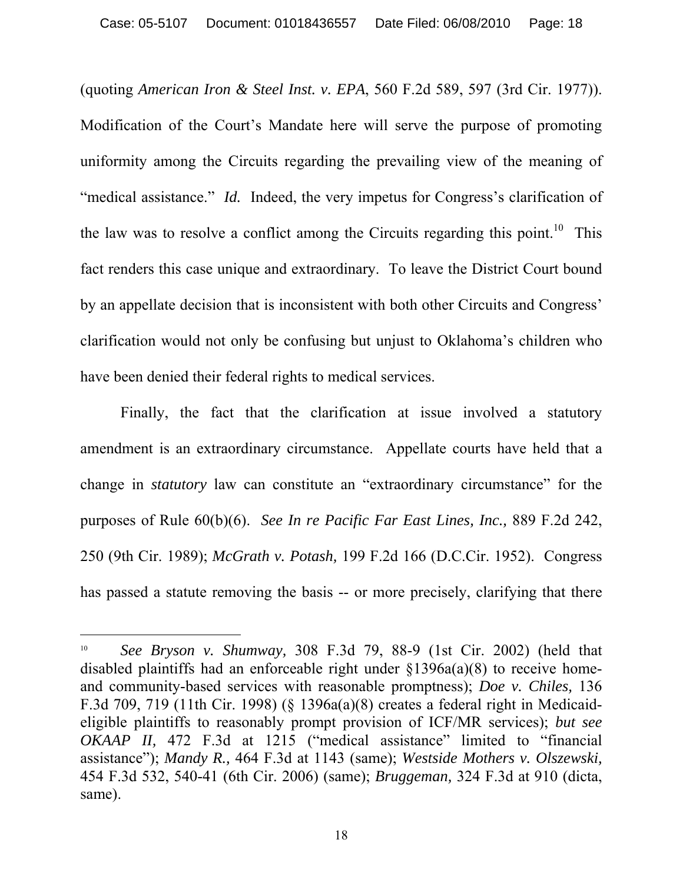(quoting *American Iron & Steel Inst. v. EPA*, 560 F.2d 589, 597 (3rd Cir. 1977)). Modification of the Court's Mandate here will serve the purpose of promoting uniformity among the Circuits regarding the prevailing view of the meaning of "medical assistance." *Id.* Indeed, the very impetus for Congress's clarification of the law was to resolve a conflict among the Circuits regarding this point.[10] This fact renders this case unique and extraordinary. To leave the District Court bound by an appellate decision that is inconsistent with both other Circuits and Congress' clarification would not only be confusing but unjust to Oklahoma's children who have been denied their federal rights to medical services.

Finally, the fact that the clarification at issue involved a statutory amendment is an extraordinary circumstance. Appellate courts have held that a change in *statutory* law can constitute an "extraordinary circumstance" for the purposes of Rule 60(b)(6). *See In re Pacific Far East Lines, Inc.,* 889 F.2d 242, 250 (9th Cir. 1989); *McGrath v. Potash,* 199 F.2d 166 (D.C.Cir. 1952). Congress has passed a statute removing the basis -- or more precisely, clarifying that there

---

[10] *See Bryson v. Shumway,* 308 F.3d 79, 88-9 (1st Cir. 2002) (held that disabled plaintiffs had an enforceable right under §1396a(a)(8) to receive home- and community-based services with reasonable promptness); *Doe v. Chiles,* 136 F.3d 709, 719 (11th Cir. 1998) (§ 1396a(a)(8) creates a federal right in Medicaid-eligible plaintiffs to reasonably prompt provision of ICF/MR services); *but see OKAAP II,* 472 F.3d at 1215 ("medical assistance" limited to "financial assistance"); *Mandy R.,* 464 F.3d at 1143 (same); *Westside Mothers v. Olszewski,* 454 F.3d 532, 540-41 (6th Cir. 2006) (same); *Bruggeman,* 324 F.3d at 910 (dicta, same).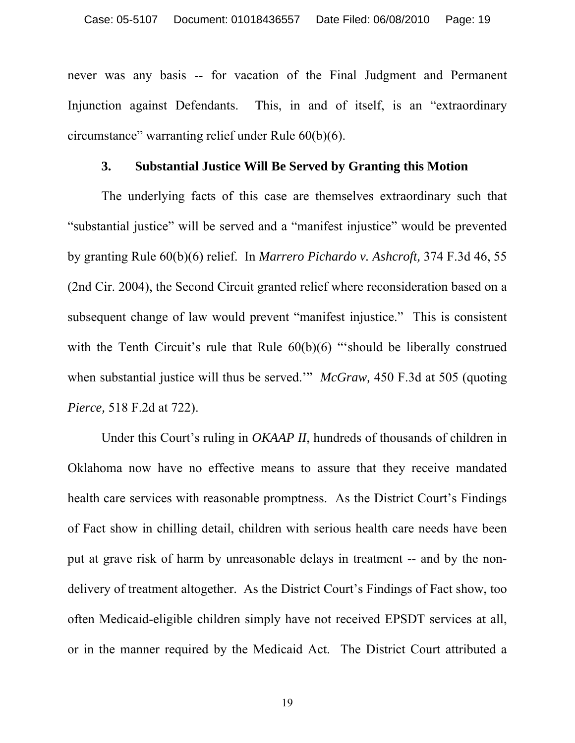never was any basis -- for vacation of the Final Judgment and Permanent Injunction against Defendants. This, in and of itself, is an "extraordinary circumstance" warranting relief under Rule 60(b)(6).

### 3. Substantial Justice Will Be Served by Granting this Motion

The underlying facts of this case are themselves extraordinary such that "substantial justice" will be served and a "manifest injustice" would be prevented by granting Rule 60(b)(6) relief. In *Marrero Pichardo v. Ashcroft,* 374 F.3d 46, 55 (2nd Cir. 2004), the Second Circuit granted relief where reconsideration based on a subsequent change of law would prevent "manifest injustice." This is consistent with the Tenth Circuit's rule that Rule 60(b)(6) "'should be liberally construed when substantial justice will thus be served.'" *McGraw,* 450 F.3d at 505 (quoting *Pierce,* 518 F.2d at 722).

Under this Court's ruling in *OKAAP II*, hundreds of thousands of children in Oklahoma now have no effective means to assure that they receive mandated health care services with reasonable promptness. As the District Court's Findings of Fact show in chilling detail, children with serious health care needs have been put at grave risk of harm by unreasonable delays in treatment -- and by the non-delivery of treatment altogether. As the District Court's Findings of Fact show, too often Medicaid-eligible children simply have not received EPSDT services at all, or in the manner required by the Medicaid Act. The District Court attributed a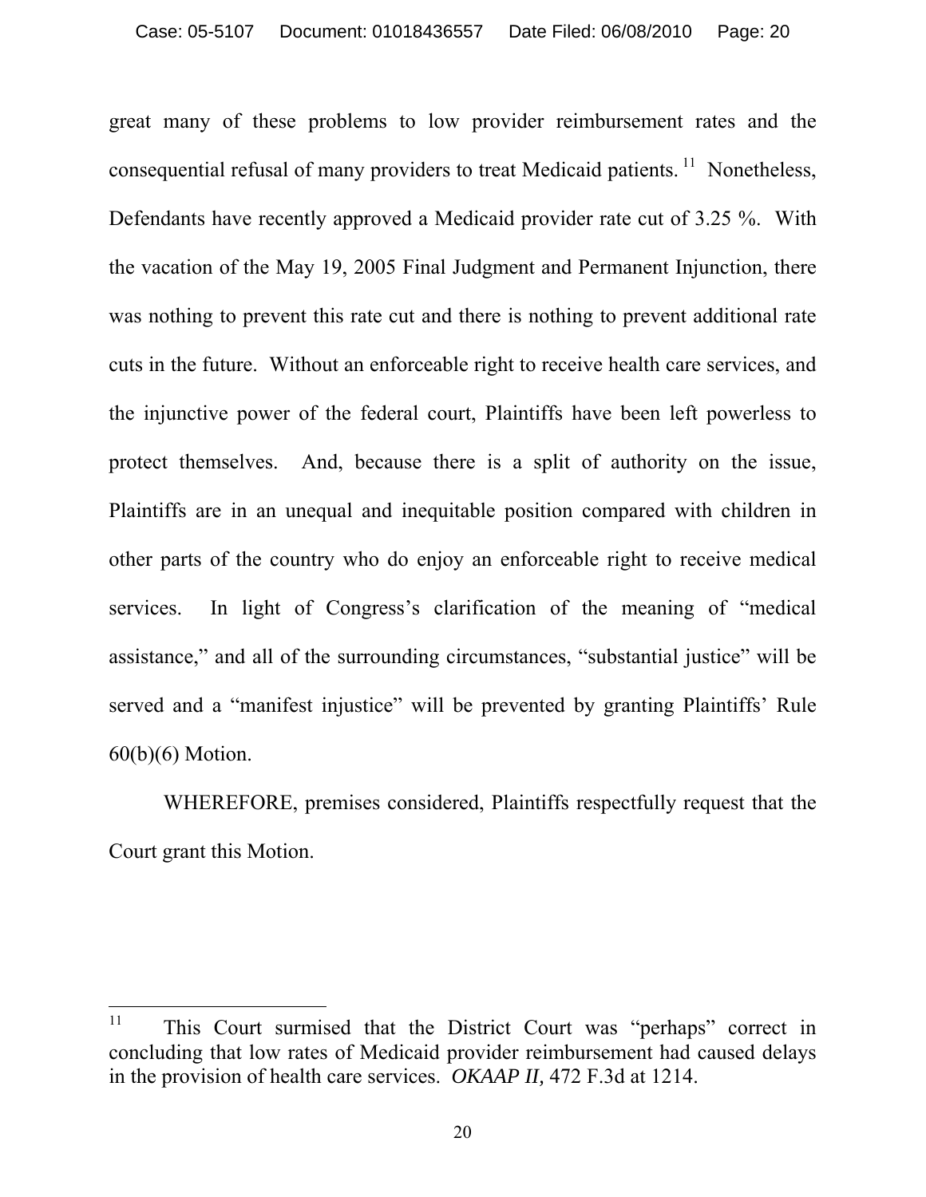great many of these problems to low provider reimbursement rates and the consequential refusal of many providers to treat Medicaid patients.[11] Nonetheless, Defendants have recently approved a Medicaid provider rate cut of 3.25 %. With the vacation of the May 19, 2005 Final Judgment and Permanent Injunction, there was nothing to prevent this rate cut and there is nothing to prevent additional rate cuts in the future. Without an enforceable right to receive health care services, and the injunctive power of the federal court, Plaintiffs have been left powerless to protect themselves. And, because there is a split of authority on the issue, Plaintiffs are in an unequal and inequitable position compared with children in other parts of the country who do enjoy an enforceable right to receive medical services. In light of Congress's clarification of the meaning of "medical assistance," and all of the surrounding circumstances, "substantial justice" will be served and a "manifest injustice" will be prevented by granting Plaintiffs' Rule 60(b)(6) Motion.

WHEREFORE, premises considered, Plaintiffs respectfully request that the Court grant this Motion.

---

[11] This Court surmised that the District Court was "perhaps" correct in concluding that low rates of Medicaid provider reimbursement had caused delays in the provision of health care services. *OKAAP II,* 472 F.3d at 1214.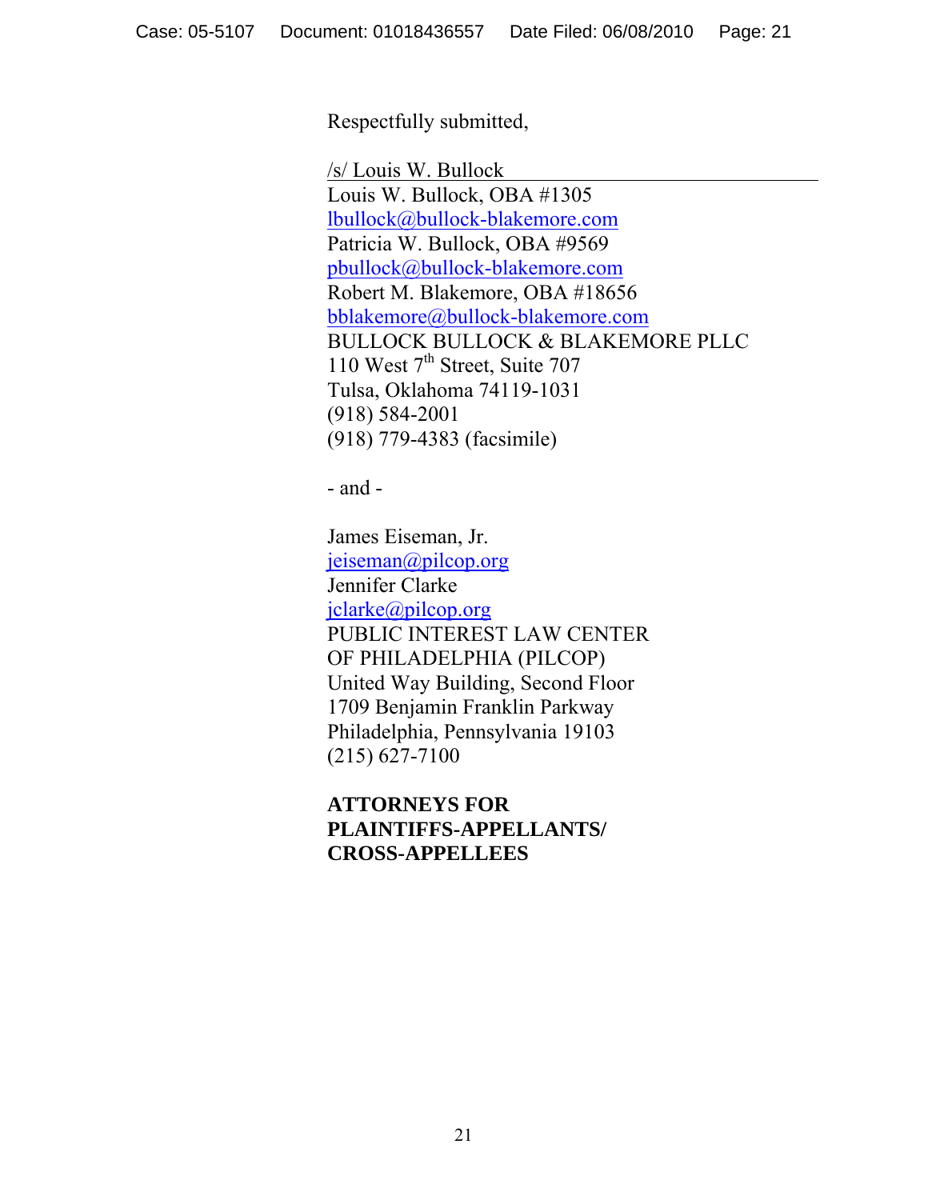Respectfully submitted,

/s/ Louis W. Bullock

Louis W. Bullock, OBA #1305
lbullock@bullock-blakemore.com
Patricia W. Bullock, OBA #9569
pbullock@bullock-blakemore.com
Robert M. Blakemore, OBA #18656
bblakemore@bullock-blakemore.com
BULLOCK BULLOCK & BLAKEMORE PLLC
110 West 7th Street, Suite 707
Tulsa, Oklahoma 74119-1031
(918) 584-2001
(918) 779-4383 (facsimile)

- and -

James Eiseman, Jr.
jeiseman@pilcop.org
Jennifer Clarke
jclarke@pilcop.org
PUBLIC INTEREST LAW CENTER
OF PHILADELPHIA (PILCOP)
United Way Building, Second Floor
1709 Benjamin Franklin Parkway
Philadelphia, Pennsylvania 19103
(215) 627-7100

**ATTORNEYS FOR PLAINTIFFS-APPELLANTS/ CROSS-APPELLEES**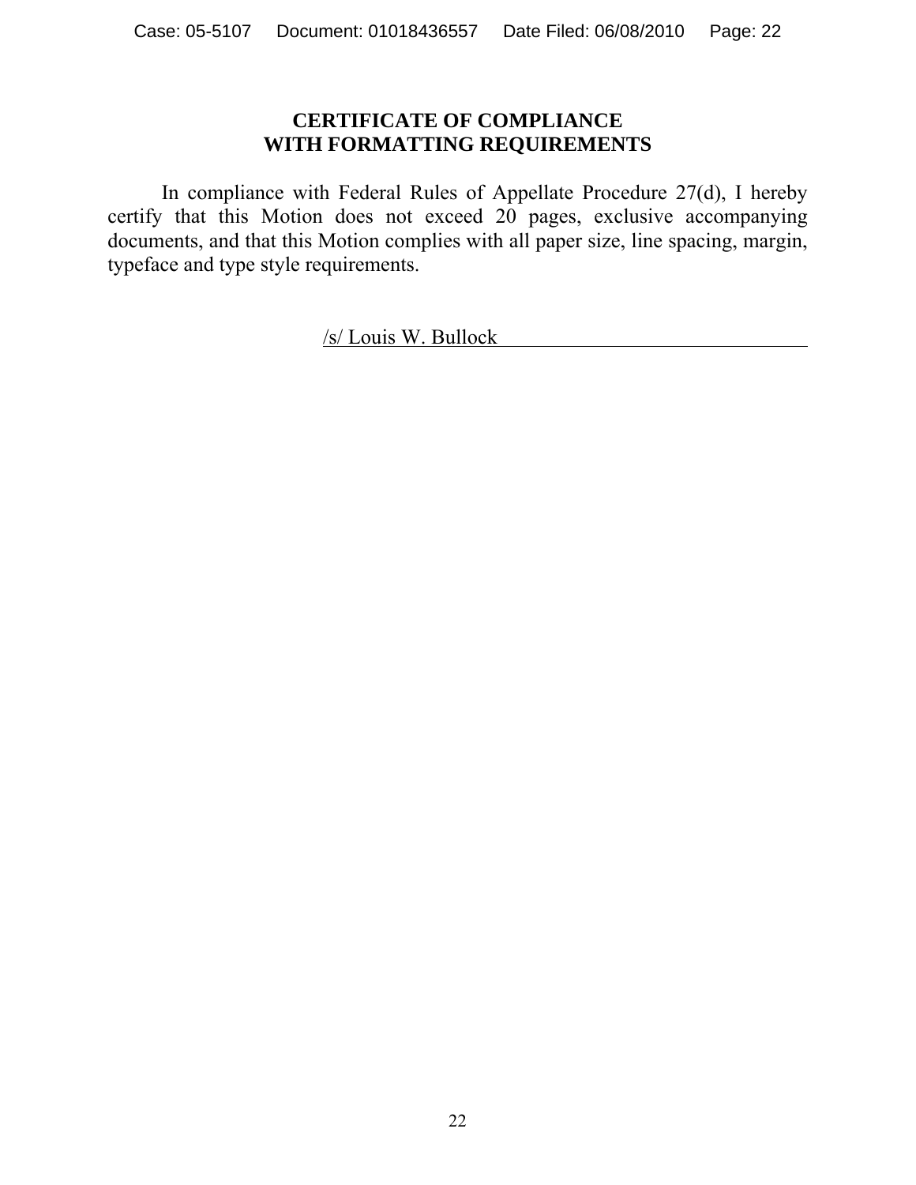## CERTIFICATE OF COMPLIANCE WITH FORMATTING REQUIREMENTS

In compliance with Federal Rules of Appellate Procedure 27(d), I hereby certify that this Motion does not exceed 20 pages, exclusive accompanying documents, and that this Motion complies with all paper size, line spacing, margin, typeface and type style requirements.

/s/ Louis W. Bullock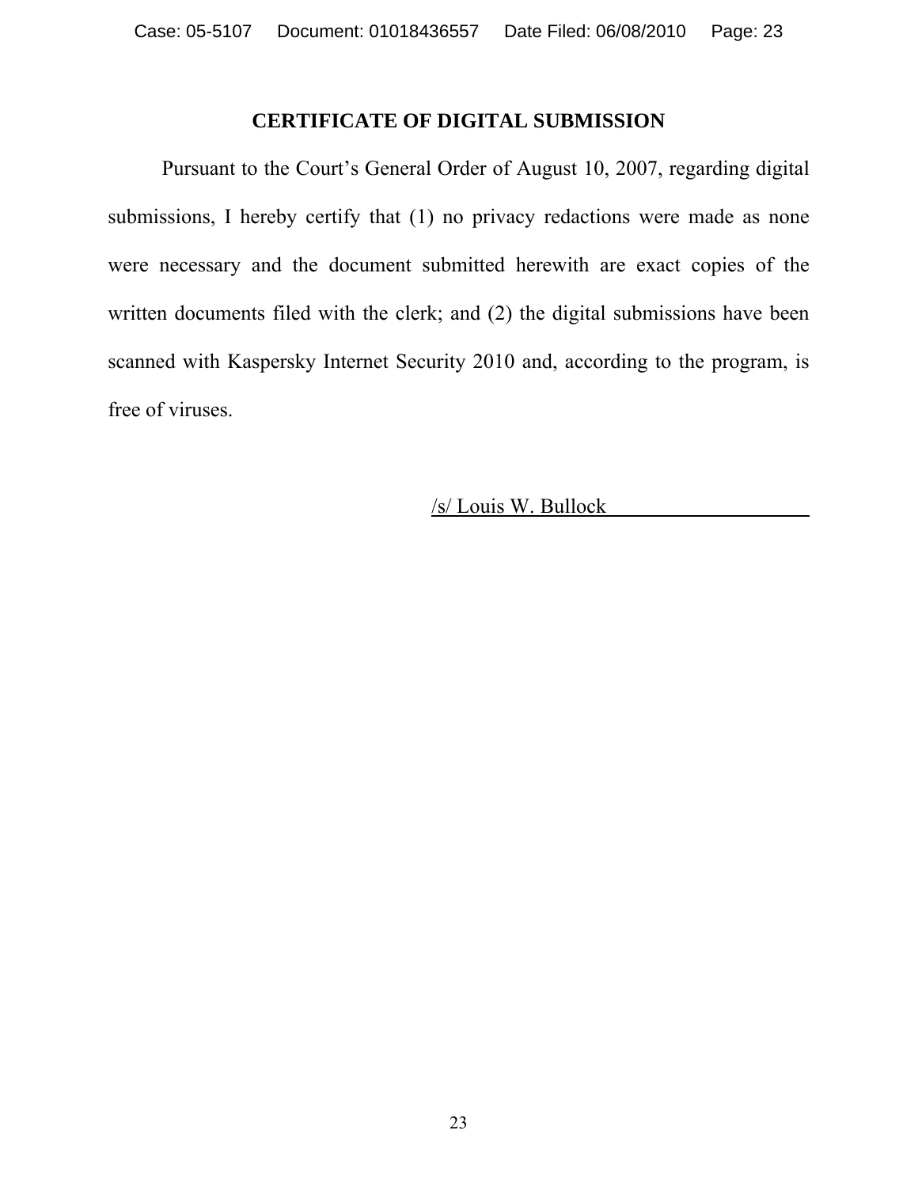## CERTIFICATE OF DIGITAL SUBMISSION

Pursuant to the Court's General Order of August 10, 2007, regarding digital submissions, I hereby certify that (1) no privacy redactions were made as none were necessary and the document submitted herewith are exact copies of the written documents filed with the clerk; and (2) the digital submissions have been scanned with Kaspersky Internet Security 2010 and, according to the program, is free of viruses.

/s/ Louis W. Bullock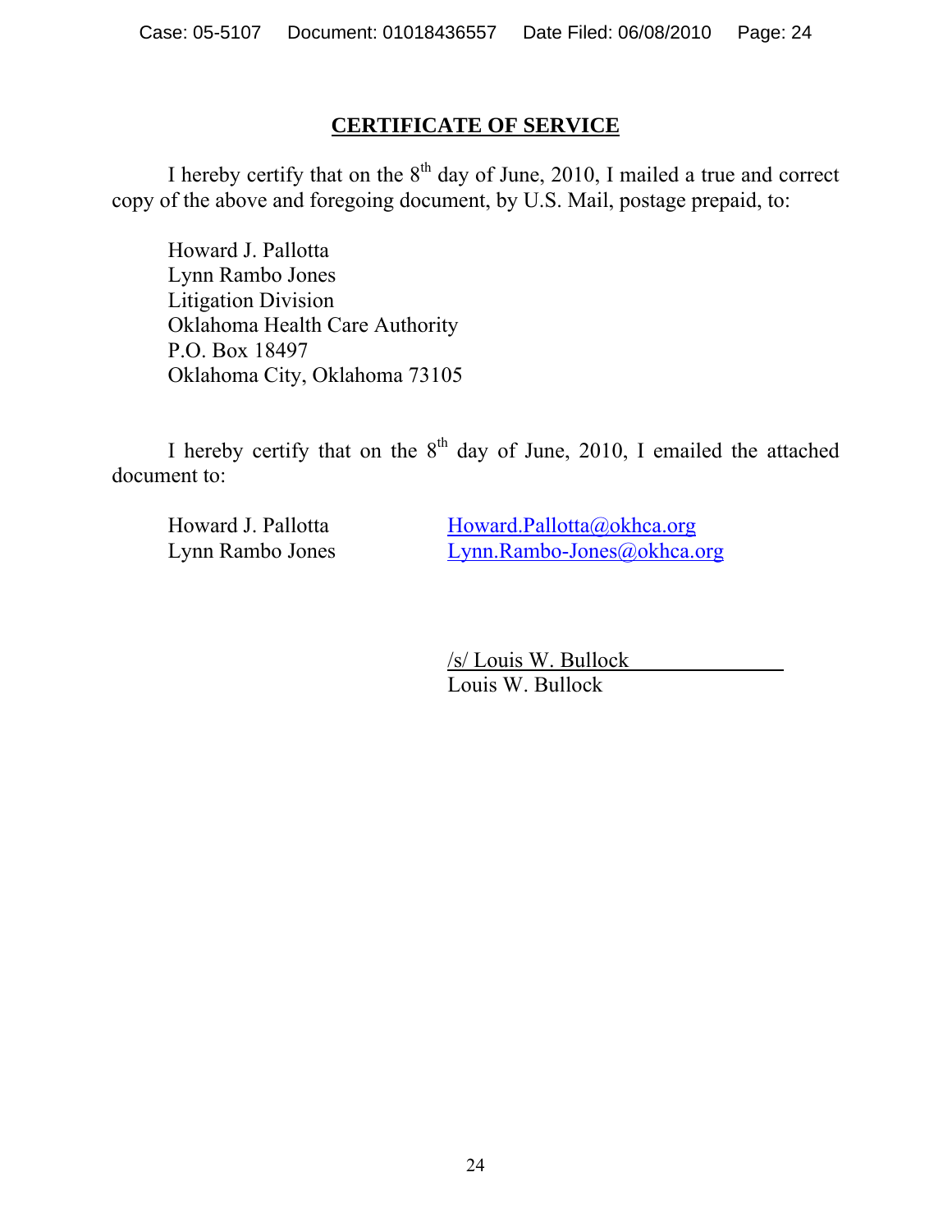## CERTIFICATE OF SERVICE

I hereby certify that on the 8th day of June, 2010, I mailed a true and correct copy of the above and foregoing document, by U.S. Mail, postage prepaid, to:

Howard J. Pallotta
Lynn Rambo Jones
Litigation Division
Oklahoma Health Care Authority
P.O. Box 18497
Oklahoma City, Oklahoma 73105

I hereby certify that on the 8th day of June, 2010, I emailed the attached document to:

Howard J. Pallotta    Howard.Pallotta@okhca.org
Lynn Rambo Jones    Lynn.Rambo-Jones@okhca.org

/s/ Louis W. Bullock
Louis W. Bullock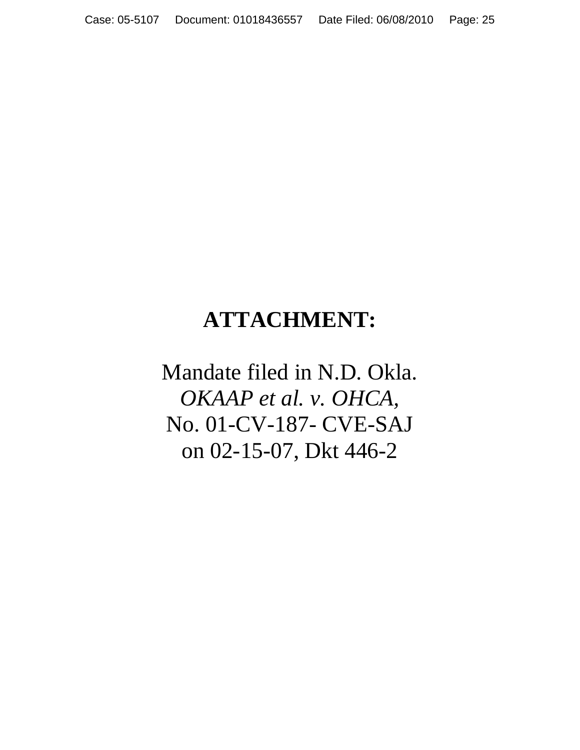# ATTACHMENT:

Mandate filed in N.D. Okla.
*OKAAP et al. v. OHCA,*
No. 01-CV-187- CVE-SAJ
on 02-15-07, Dkt 446-2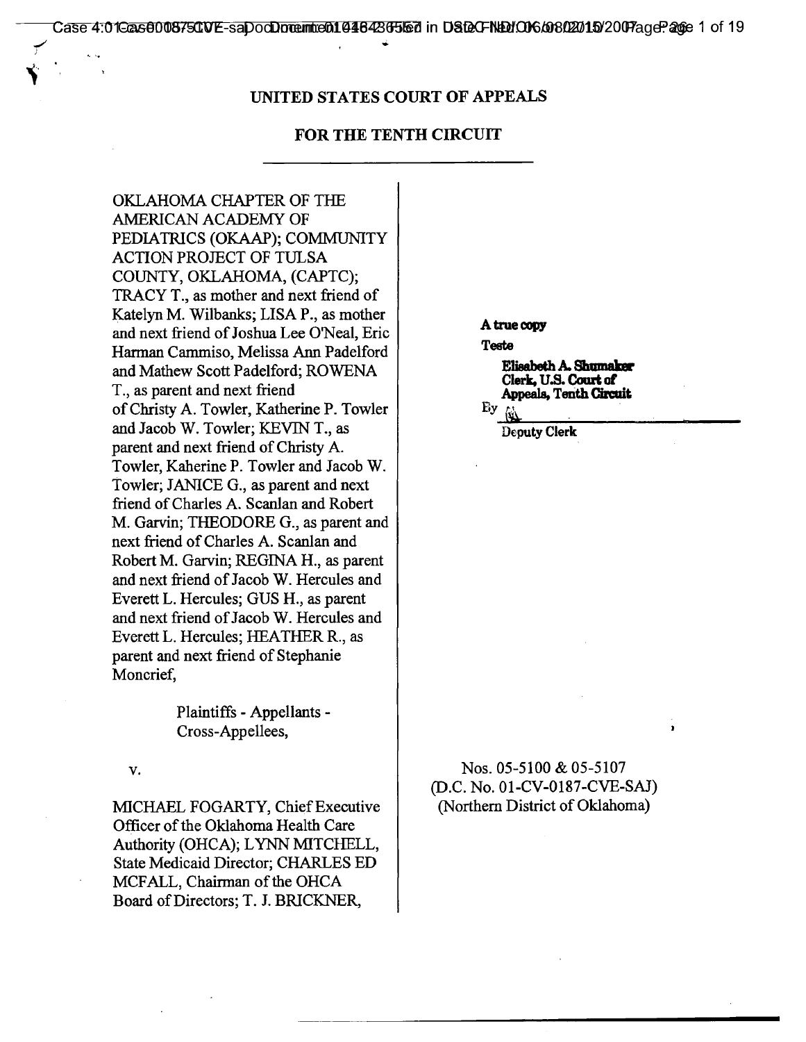# UNITED STATES COURT OF APPEALS

## FOR THE TENTH CIRCUIT

---

OKLAHOMA CHAPTER OF THE AMERICAN ACADEMY OF PEDIATRICS (OKAAP); COMMUNITY ACTION PROJECT OF TULSA COUNTY, OKLAHOMA, (CAPTC); TRACY T., as mother and next friend of Katelyn M. Wilbanks; LISA P., as mother and next friend of Joshua Lee O'Neal, Eric Harman Cammiso, Melissa Ann Padelford and Mathew Scott Padelford; ROWENA T., as parent and next friend of Christy A. Towler, Katherine P. Towler and Jacob W. Towler; KEVIN T., as parent and next friend of Christy A. Towler, Kaherine P. Towler and Jacob W. Towler; JANICE G., as parent and next friend of Charles A. Scanlan and Robert M. Garvin; THEODORE G., as parent and next friend of Charles A. Scanlan and Robert M. Garvin; REGINA H., as parent and next friend of Jacob W. Hercules and Everett L. Hercules; GUS H., as parent and next friend of Jacob W. Hercules and Everett L. Hercules; HEATHER R., as parent and next friend of Stephanie Moncrief,

Plaintiffs - Appellants - Cross-Appellees,

v.

MICHAEL FOGARTY, Chief Executive Officer of the Oklahoma Health Care Authority (OHCA); LYNN MITCHELL, State Medicaid Director; CHARLES ED MCFALL, Chairman of the OHCA Board of Directors; T. J. BRICKNER,

**A true copy**

**Teste**

**Elisabeth A. Shumaker**
**Clerk, U.S. Court of Appeals, Tenth Circuit**

By ______

Deputy Clerk

Nos. 05-5100 & 05-5107
(D.C. No. 01-CV-0187-CVE-SAJ)
(Northern District of Oklahoma)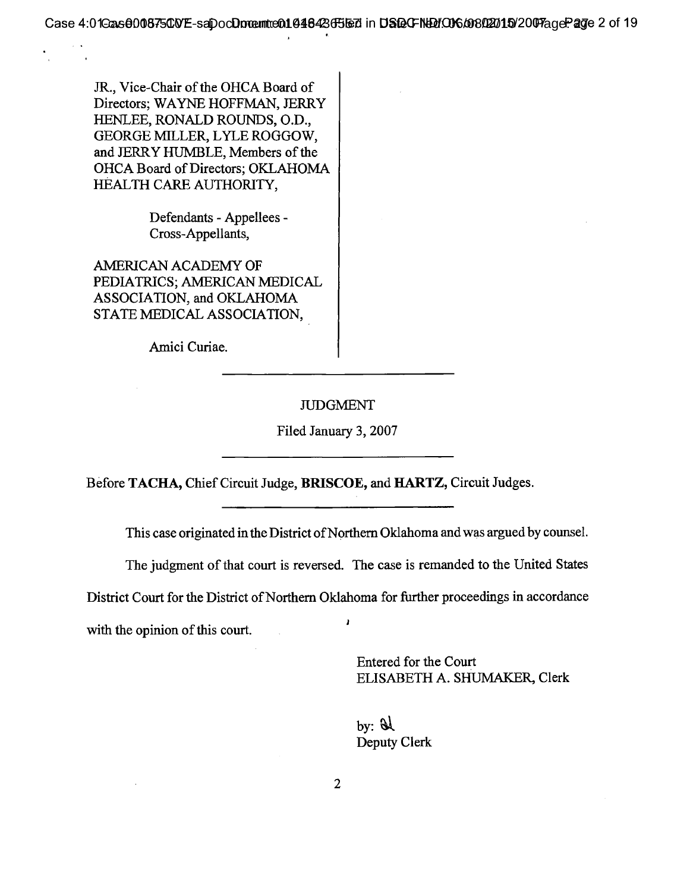JR., Vice-Chair of the OHCA Board of Directors; WAYNE HOFFMAN, JERRY HENLEE, RONALD ROUNDS, O.D., GEORGE MILLER, LYLE ROGGOW, and JERRY HUMBLE, Members of the OHCA Board of Directors; OKLAHOMA HEALTH CARE AUTHORITY,

Defendants - Appellees - Cross-Appellants,

AMERICAN ACADEMY OF PEDIATRICS; AMERICAN MEDICAL ASSOCIATION, and OKLAHOMA STATE MEDICAL ASSOCIATION,

Amici Curiae.

---

JUDGMENT

Filed January 3, 2007

---

Before **TACHA,** Chief Circuit Judge, **BRISCOE,** and **HARTZ,** Circuit Judges.

---

This case originated in the District of Northern Oklahoma and was argued by counsel.

The judgment of that court is reversed. The case is remanded to the United States District Court for the District of Northern Oklahoma for further proceedings in accordance with the opinion of this court.

Entered for the Court
ELISABETH A. SHUMAKER, Clerk

by: 
Deputy Clerk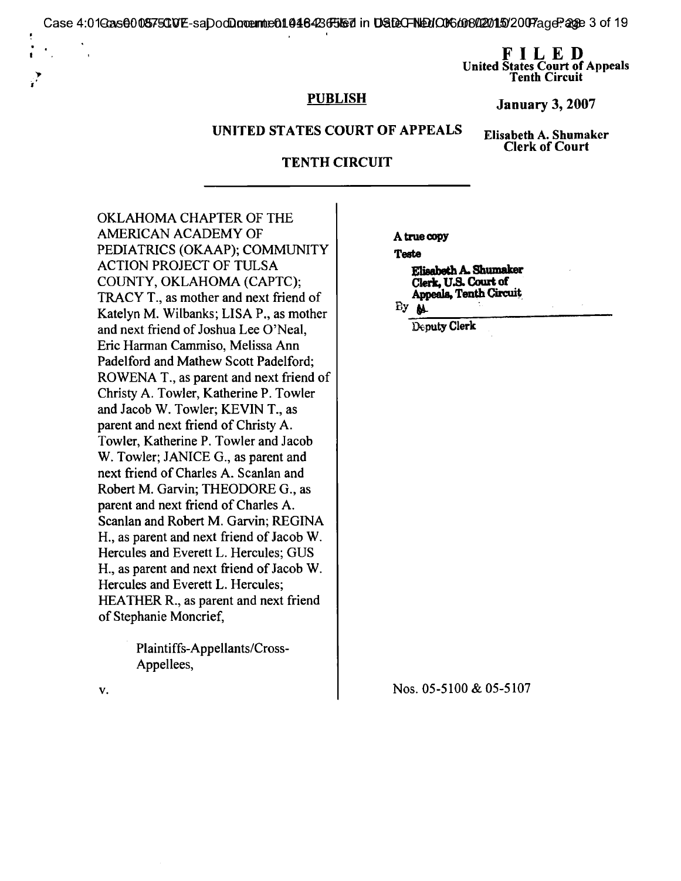**FILED**
**United States Court of Appeals**
**Tenth Circuit**

**PUBLISH**

**January 3, 2007**

**UNITED STATES COURT OF APPEALS**

**Elisabeth A. Shumaker**
**Clerk of Court**

**TENTH CIRCUIT**

---

A true copy
Teste
Elisabeth A. Shumaker
Clerk, U.S. Court of Appeals, Tenth Circuit
By
Deputy Clerk

OKLAHOMA CHAPTER OF THE AMERICAN ACADEMY OF PEDIATRICS (OKAAP); COMMUNITY ACTION PROJECT OF TULSA COUNTY, OKLAHOMA (CAPTC); TRACY T., as mother and next friend of Katelyn M. Wilbanks; LISA P., as mother and next friend of Joshua Lee O'Neal, Eric Harman Cammiso, Melissa Ann Padelford and Mathew Scott Padelford; ROWENA T., as parent and next friend of Christy A. Towler, Katherine P. Towler and Jacob W. Towler; KEVIN T., as parent and next friend of Christy A. Towler, Katherine P. Towler and Jacob W. Towler; JANICE G., as parent and next friend of Charles A. Scanlan and Robert M. Garvin; THEODORE G., as parent and next friend of Charles A. Scanlan and Robert M. Garvin; REGINA H., as parent and next friend of Jacob W. Hercules and Everett L. Hercules; GUS H., as parent and next friend of Jacob W. Hercules and Everett L. Hercules; HEATHER R., as parent and next friend of Stephanie Moncrief,

Plaintiffs-Appellants/Cross-Appellees,

v.

Nos. 05-5100 & 05-5107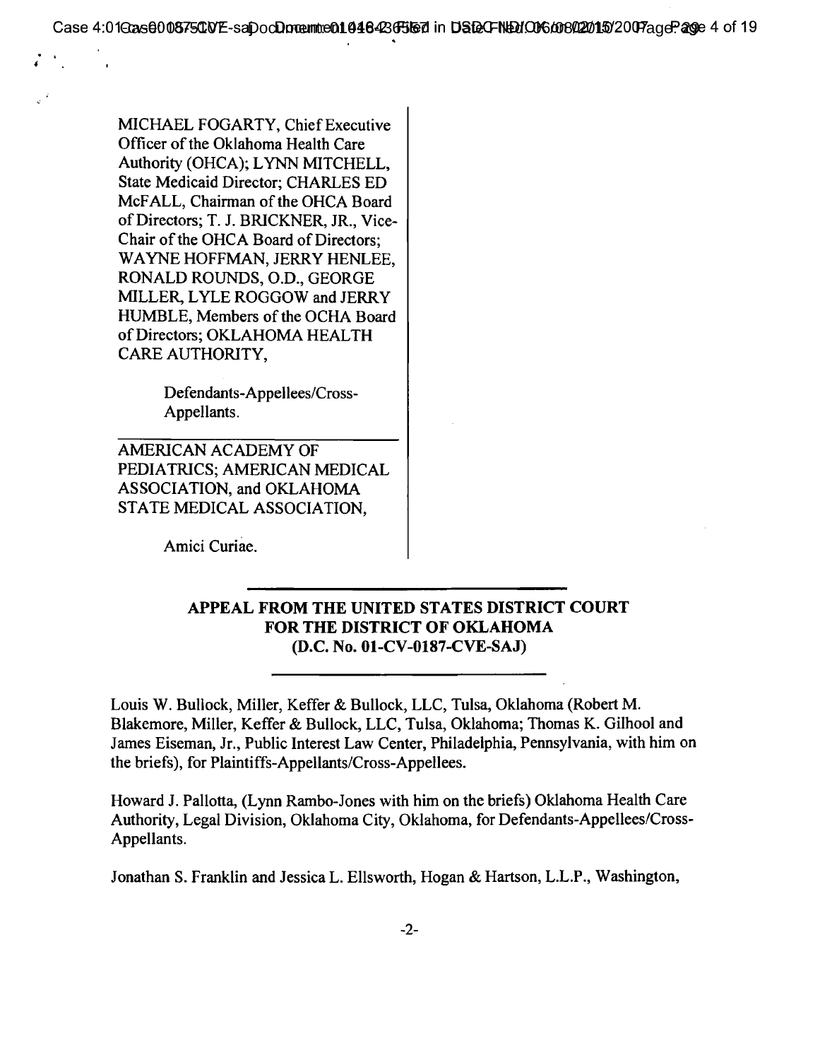MICHAEL FOGARTY, Chief Executive Officer of the Oklahoma Health Care Authority (OHCA); LYNN MITCHELL, State Medicaid Director; CHARLES ED McFALL, Chairman of the OHCA Board of Directors; T. J. BRICKNER, JR., Vice-Chair of the OHCA Board of Directors; WAYNE HOFFMAN, JERRY HENLEE, RONALD ROUNDS, O.D., GEORGE MILLER, LYLE ROGGOW and JERRY HUMBLE, Members of the OCHA Board of Directors; OKLAHOMA HEALTH CARE AUTHORITY,

Defendants-Appellees/Cross-Appellants.

---

AMERICAN ACADEMY OF PEDIATRICS; AMERICAN MEDICAL ASSOCIATION, and OKLAHOMA STATE MEDICAL ASSOCIATION,

Amici Curiae.

---

**APPEAL FROM THE UNITED STATES DISTRICT COURT FOR THE DISTRICT OF OKLAHOMA (D.C. No. 01-CV-0187-CVE-SAJ)**

---

Louis W. Bullock, Miller, Keffer & Bullock, LLC, Tulsa, Oklahoma (Robert M. Blakemore, Miller, Keffer & Bullock, LLC, Tulsa, Oklahoma; Thomas K. Gilhool and James Eiseman, Jr., Public Interest Law Center, Philadelphia, Pennsylvania, with him on the briefs), for Plaintiffs-Appellants/Cross-Appellees.

Howard J. Pallotta, (Lynn Rambo-Jones with him on the briefs) Oklahoma Health Care Authority, Legal Division, Oklahoma City, Oklahoma, for Defendants-Appellees/Cross-Appellants.

Jonathan S. Franklin and Jessica L. Ellsworth, Hogan & Hartson, L.L.P., Washington,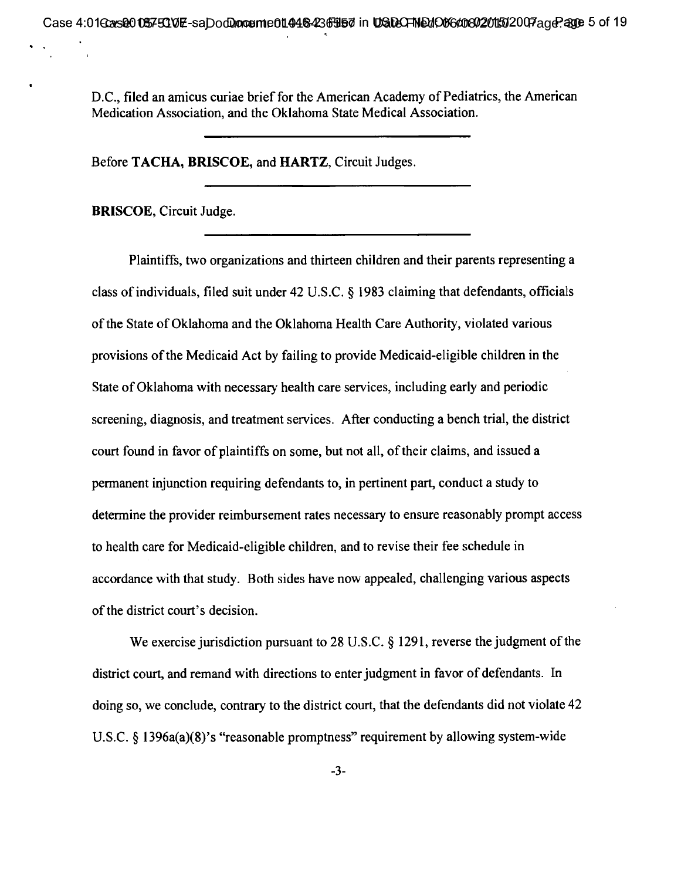D.C., filed an amicus curiae brief for the American Academy of Pediatrics, the American Medication Association, and the Oklahoma State Medical Association.

---

Before **TACHA**, **BRISCOE**, and **HARTZ**, Circuit Judges.

---

**BRISCOE**, Circuit Judge.

---

Plaintiffs, two organizations and thirteen children and their parents representing a class of individuals, filed suit under 42 U.S.C. § 1983 claiming that defendants, officials of the State of Oklahoma and the Oklahoma Health Care Authority, violated various provisions of the Medicaid Act by failing to provide Medicaid-eligible children in the State of Oklahoma with necessary health care services, including early and periodic screening, diagnosis, and treatment services. After conducting a bench trial, the district court found in favor of plaintiffs on some, but not all, of their claims, and issued a permanent injunction requiring defendants to, in pertinent part, conduct a study to determine the provider reimbursement rates necessary to ensure reasonably prompt access to health care for Medicaid-eligible children, and to revise their fee schedule in accordance with that study. Both sides have now appealed, challenging various aspects of the district court's decision.

We exercise jurisdiction pursuant to 28 U.S.C. § 1291, reverse the judgment of the district court, and remand with directions to enter judgment in favor of defendants. In doing so, we conclude, contrary to the district court, that the defendants did not violate 42 U.S.C. § 1396a(a)(8)'s "reasonable promptness" requirement by allowing system-wide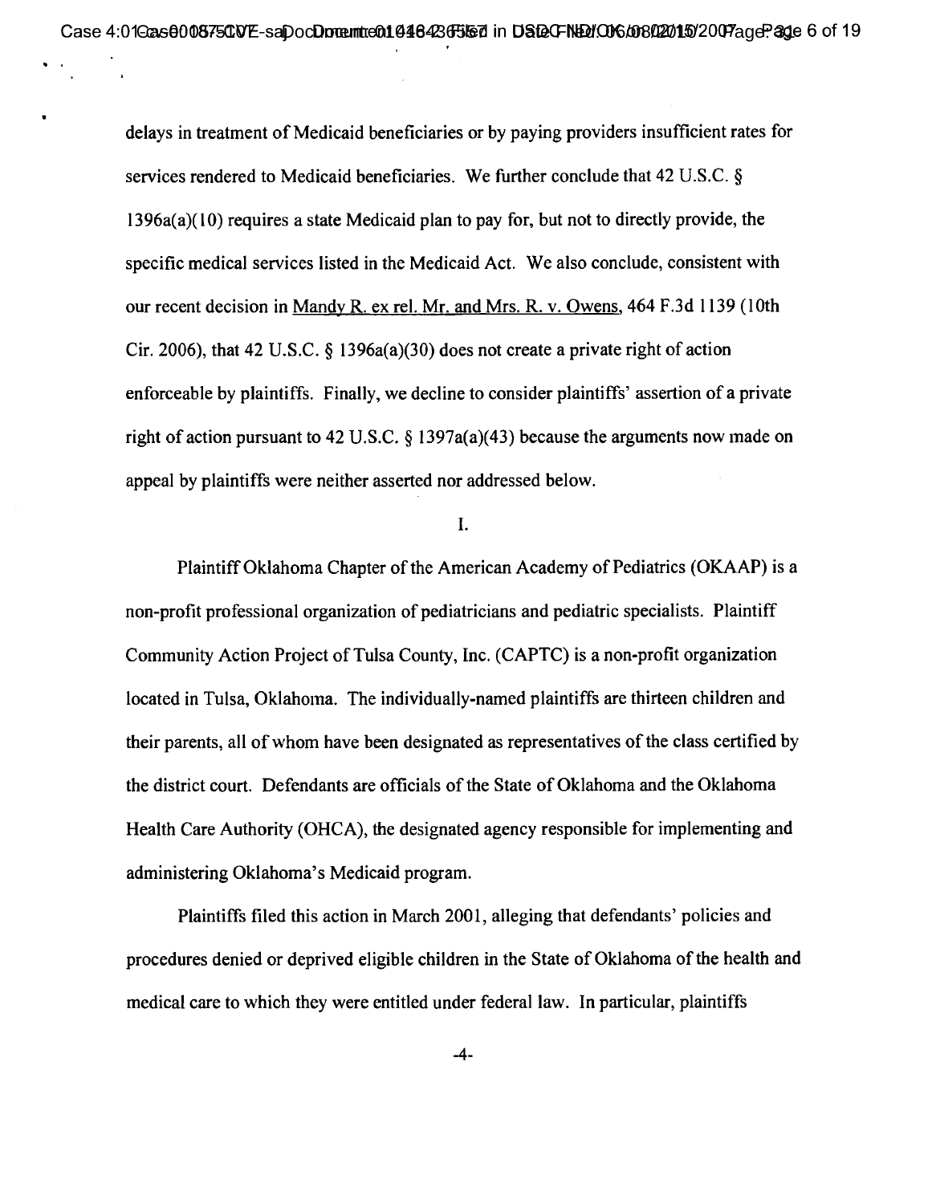delays in treatment of Medicaid beneficiaries or by paying providers insufficient rates for services rendered to Medicaid beneficiaries. We further conclude that 42 U.S.C. § 1396a(a)(10) requires a state Medicaid plan to pay for, but not to directly provide, the specific medical services listed in the Medicaid Act. We also conclude, consistent with our recent decision in Mandy R. ex rel. Mr. and Mrs. R. v. Owens, 464 F.3d 1139 (10th Cir. 2006), that 42 U.S.C. § 1396a(a)(30) does not create a private right of action enforceable by plaintiffs. Finally, we decline to consider plaintiffs' assertion of a private right of action pursuant to 42 U.S.C. § 1397a(a)(43) because the arguments now made on appeal by plaintiffs were neither asserted nor addressed below.

I.

Plaintiff Oklahoma Chapter of the American Academy of Pediatrics (OKAAP) is a non-profit professional organization of pediatricians and pediatric specialists. Plaintiff Community Action Project of Tulsa County, Inc. (CAPTC) is a non-profit organization located in Tulsa, Oklahoma. The individually-named plaintiffs are thirteen children and their parents, all of whom have been designated as representatives of the class certified by the district court. Defendants are officials of the State of Oklahoma and the Oklahoma Health Care Authority (OHCA), the designated agency responsible for implementing and administering Oklahoma's Medicaid program.

Plaintiffs filed this action in March 2001, alleging that defendants' policies and procedures denied or deprived eligible children in the State of Oklahoma of the health and medical care to which they were entitled under federal law. In particular, plaintiffs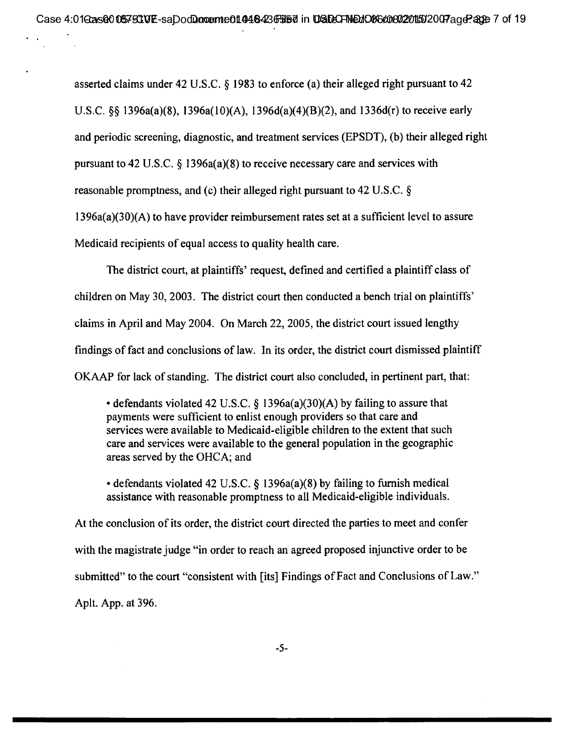asserted claims under 42 U.S.C. § 1983 to enforce (a) their alleged right pursuant to 42 U.S.C. §§ 1396a(a)(8), 1396a(10)(A), 1396d(a)(4)(B)(2), and 1336d(r) to receive early and periodic screening, diagnostic, and treatment services (EPSDT), (b) their alleged right pursuant to 42 U.S.C. § 1396a(a)(8) to receive necessary care and services with reasonable promptness, and (c) their alleged right pursuant to 42 U.S.C. § 1396a(a)(30)(A) to have provider reimbursement rates set at a sufficient level to assure Medicaid recipients of equal access to quality health care.

The district court, at plaintiffs' request, defined and certified a plaintiff class of children on May 30, 2003. The district court then conducted a bench trial on plaintiffs' claims in April and May 2004. On March 22, 2005, the district court issued lengthy findings of fact and conclusions of law. In its order, the district court dismissed plaintiff OKAAP for lack of standing. The district court also concluded, in pertinent part, that:

> • defendants violated 42 U.S.C. § 1396a(a)(30)(A) by failing to assure that payments were sufficient to enlist enough providers so that care and services were available to Medicaid-eligible children to the extent that such care and services were available to the general population in the geographic areas served by the OHCA; and
>
> • defendants violated 42 U.S.C. § 1396a(a)(8) by failing to furnish medical assistance with reasonable promptness to all Medicaid-eligible individuals.

At the conclusion of its order, the district court directed the parties to meet and confer with the magistrate judge "in order to reach an agreed proposed injunctive order to be submitted" to the court "consistent with [its] Findings of Fact and Conclusions of Law." Aplt. App. at 396.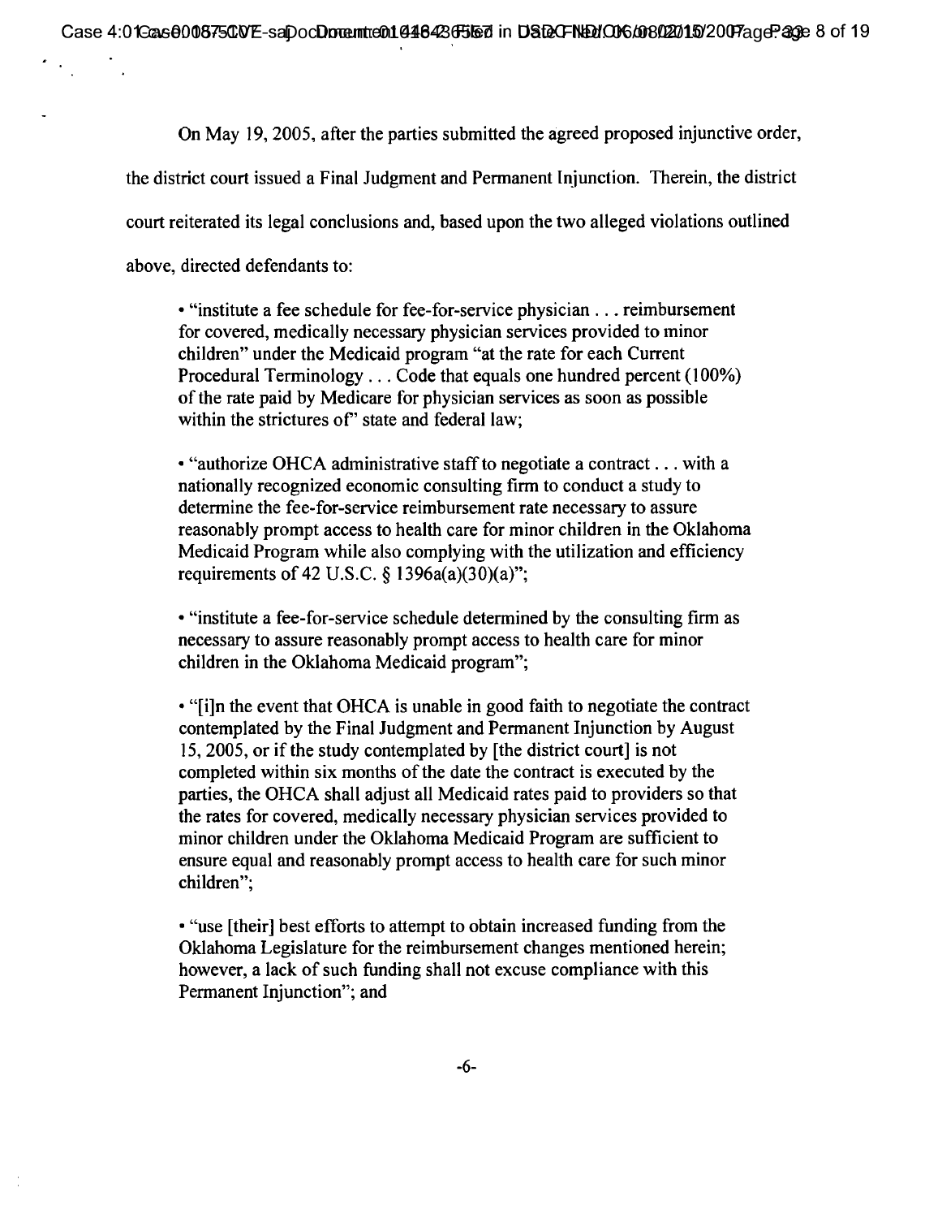On May 19, 2005, after the parties submitted the agreed proposed injunctive order, the district court issued a Final Judgment and Permanent Injunction. Therein, the district court reiterated its legal conclusions and, based upon the two alleged violations outlined above, directed defendants to:

> • "institute a fee schedule for fee-for-service physician . . . reimbursement for covered, medically necessary physician services provided to minor children" under the Medicaid program "at the rate for each Current Procedural Terminology . . . Code that equals one hundred percent (100%) of the rate paid by Medicare for physician services as soon as possible within the strictures of" state and federal law;
>
> • "authorize OHCA administrative staff to negotiate a contract . . . with a nationally recognized economic consulting firm to conduct a study to determine the fee-for-service reimbursement rate necessary to assure reasonably prompt access to health care for minor children in the Oklahoma Medicaid Program while also complying with the utilization and efficiency requirements of 42 U.S.C. § 1396a(a)(30)(a)";
>
> • "institute a fee-for-service schedule determined by the consulting firm as necessary to assure reasonably prompt access to health care for minor children in the Oklahoma Medicaid program";
>
> • "[i]n the event that OHCA is unable in good faith to negotiate the contract contemplated by the Final Judgment and Permanent Injunction by August 15, 2005, or if the study contemplated by [the district court] is not completed within six months of the date the contract is executed by the parties, the OHCA shall adjust all Medicaid rates paid to providers so that the rates for covered, medically necessary physician services provided to minor children under the Oklahoma Medicaid Program are sufficient to ensure equal and reasonably prompt access to health care for such minor children";
>
> • "use [their] best efforts to attempt to obtain increased funding from the Oklahoma Legislature for the reimbursement changes mentioned herein; however, a lack of such funding shall not excuse compliance with this Permanent Injunction"; and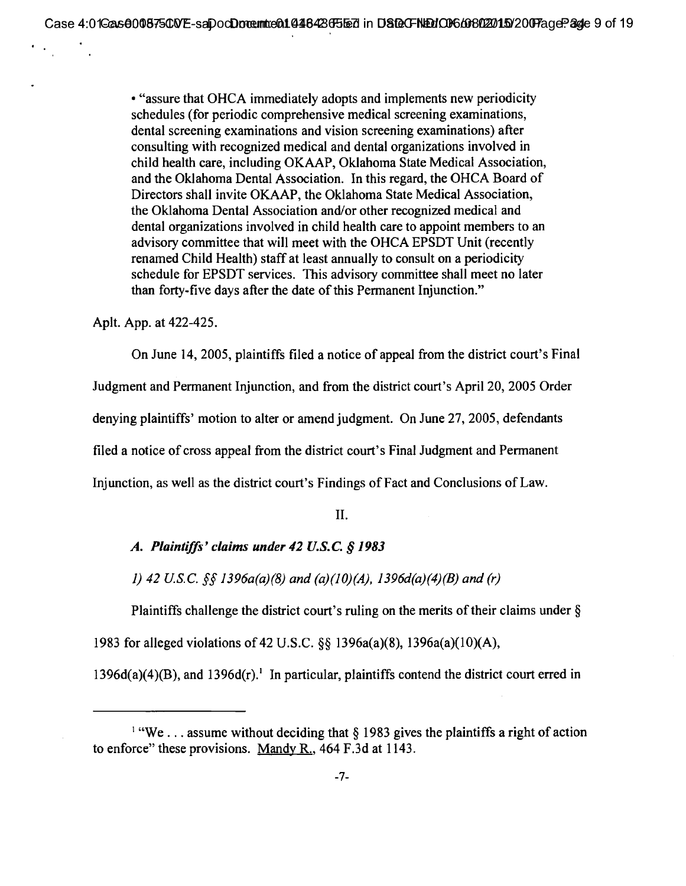• "assure that OHCA immediately adopts and implements new periodicity schedules (for periodic comprehensive medical screening examinations, dental screening examinations and vision screening examinations) after consulting with recognized medical and dental organizations involved in child health care, including OKAAP, Oklahoma State Medical Association, and the Oklahoma Dental Association. In this regard, the OHCA Board of Directors shall invite OKAAP, the Oklahoma State Medical Association, the Oklahoma Dental Association and/or other recognized medical and dental organizations involved in child health care to appoint members to an advisory committee that will meet with the OHCA EPSDT Unit (recently renamed Child Health) staff at least annually to consult on a periodicity schedule for EPSDT services. This advisory committee shall meet no later than forty-five days after the date of this Permanent Injunction."

Aplt. App. at 422-425.

On June 14, 2005, plaintiffs filed a notice of appeal from the district court's Final Judgment and Permanent Injunction, and from the district court's April 20, 2005 Order denying plaintiffs' motion to alter or amend judgment. On June 27, 2005, defendants filed a notice of cross appeal from the district court's Final Judgment and Permanent Injunction, as well as the district court's Findings of Fact and Conclusions of Law.

## II.

### *A. Plaintiffs' claims under 42 U.S.C. § 1983*

#### *1) 42 U.S.C. §§ 1396a(a)(8) and (a)(10)(A), 1396d(a)(4)(B) and (r)*

Plaintiffs challenge the district court's ruling on the merits of their claims under § 1983 for alleged violations of 42 U.S.C. §§ 1396a(a)(8), 1396a(a)(10)(A), 1396d(a)(4)(B), and 1396d(r).[1] In particular, plaintiffs contend the district court erred in

---

[1] "We . . . assume without deciding that § 1983 gives the plaintiffs a right of action to enforce" these provisions. Mandy R., 464 F.3d at 1143.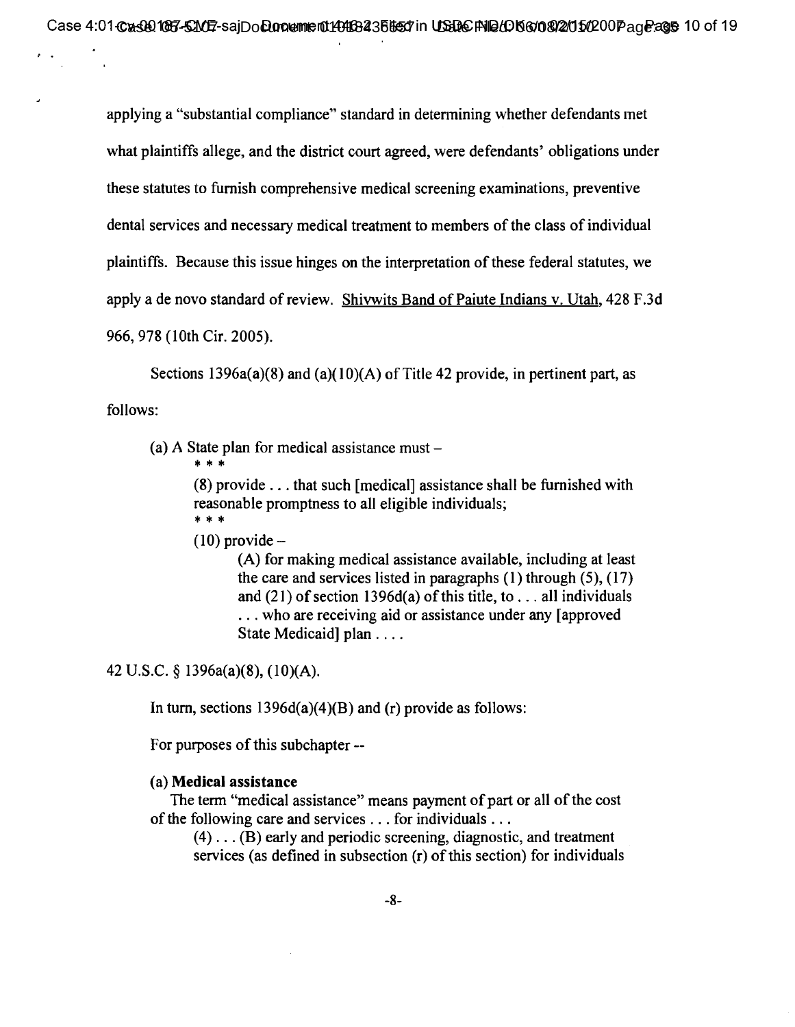applying a "substantial compliance" standard in determining whether defendants met what plaintiffs allege, and the district court agreed, were defendants' obligations under these statutes to furnish comprehensive medical screening examinations, preventive dental services and necessary medical treatment to members of the class of individual plaintiffs. Because this issue hinges on the interpretation of these federal statutes, we apply a de novo standard of review. Shivwits Band of Paiute Indians v. Utah, 428 F.3d 966, 978 (10th Cir. 2005).

Sections 1396a(a)(8) and (a)(10)(A) of Title 42 provide, in pertinent part, as follows:

> (a) A State plan for medical assistance must –
>
> \* \* \*
>
> > (8) provide . . . that such [medical] assistance shall be furnished with reasonable promptness to all eligible individuals;
> >
> > \* \* \*
> >
> > (10) provide –
> >
> > > (A) for making medical assistance available, including at least the care and services listed in paragraphs (1) through (5), (17) and (21) of section 1396d(a) of this title, to . . . all individuals . . . who are receiving aid or assistance under any [approved State Medicaid] plan . . . .

42 U.S.C. § 1396a(a)(8), (10)(A).

In turn, sections 1396d(a)(4)(B) and (r) provide as follows:

For purposes of this subchapter --

**(a) Medical assistance**

The term "medical assistance" means payment of part or all of the cost of the following care and services . . . for individuals . . .

> (4) . . . (B) early and periodic screening, diagnostic, and treatment services (as defined in subsection (r) of this section) for individuals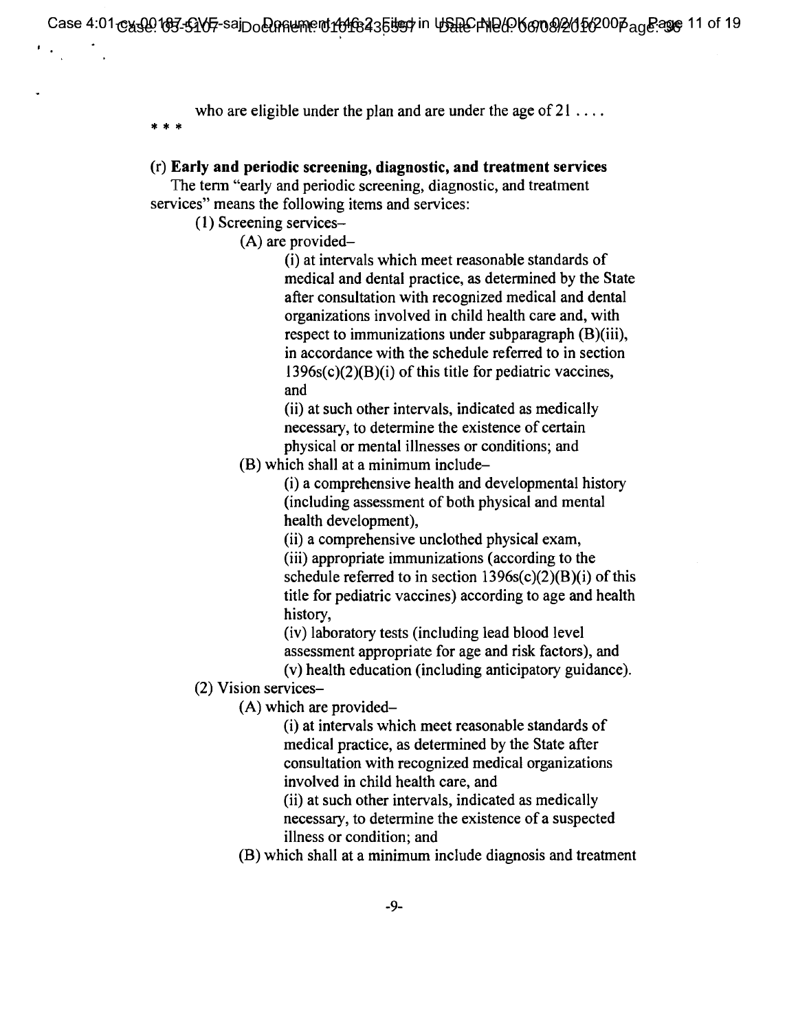who are eligible under the plan and are under the age of 21 . . . .

* * *

**(r) Early and periodic screening, diagnostic, and treatment services**

The term "early and periodic screening, diagnostic, and treatment services" means the following items and services:

(1) Screening services–

(A) are provided–

(i) at intervals which meet reasonable standards of medical and dental practice, as determined by the State after consultation with recognized medical and dental organizations involved in child health care and, with respect to immunizations under subparagraph (B)(iii), in accordance with the schedule referred to in section 1396s(c)(2)(B)(i) of this title for pediatric vaccines, and

(ii) at such other intervals, indicated as medically necessary, to determine the existence of certain physical or mental illnesses or conditions; and

(B) which shall at a minimum include–

(i) a comprehensive health and developmental history (including assessment of both physical and mental health development),

(ii) a comprehensive unclothed physical exam,

(iii) appropriate immunizations (according to the schedule referred to in section 1396s(c)(2)(B)(i) of this title for pediatric vaccines) according to age and health history,

(iv) laboratory tests (including lead blood level assessment appropriate for age and risk factors), and

(v) health education (including anticipatory guidance).

(2) Vision services–

(A) which are provided–

(i) at intervals which meet reasonable standards of medical practice, as determined by the State after consultation with recognized medical organizations involved in child health care, and

(ii) at such other intervals, indicated as medically necessary, to determine the existence of a suspected illness or condition; and

(B) which shall at a minimum include diagnosis and treatment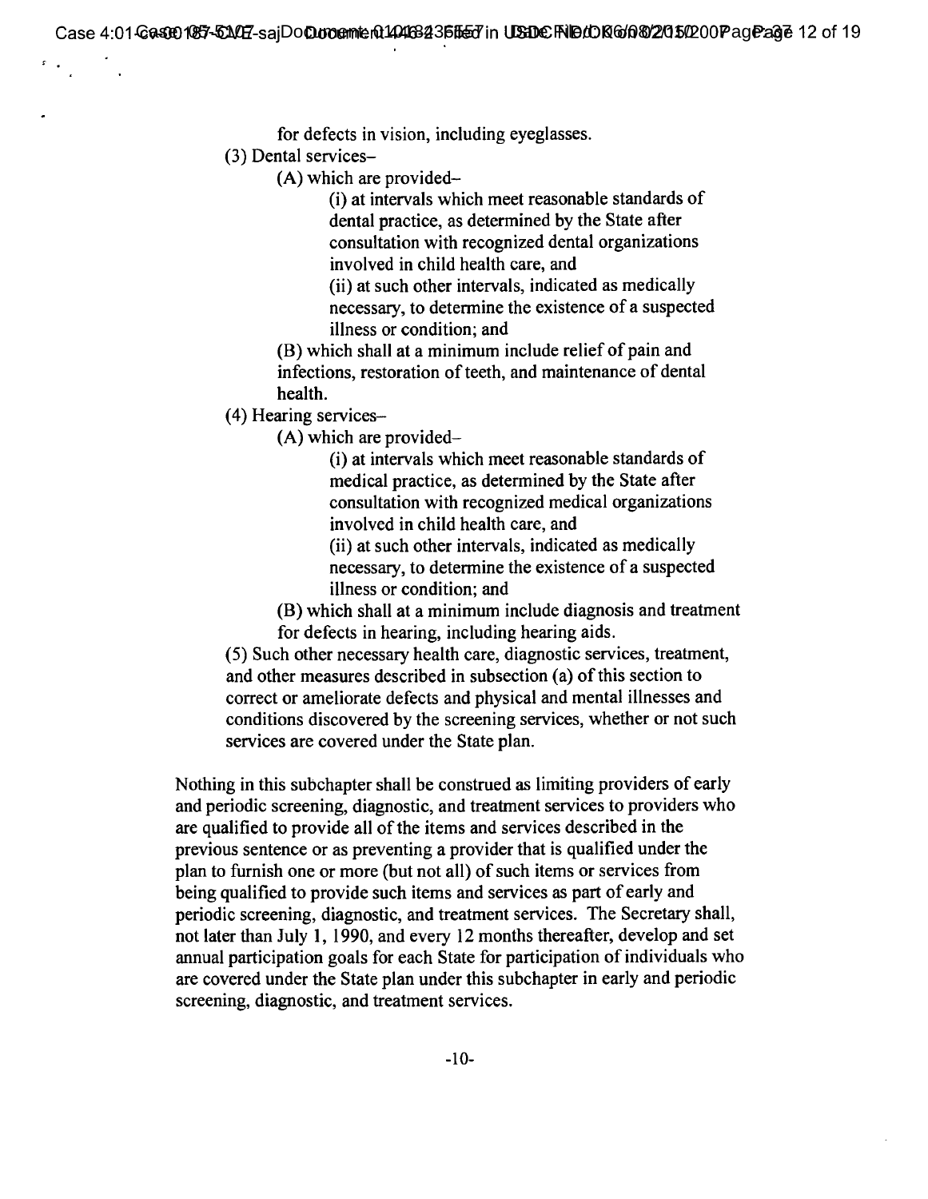for defects in vision, including eyeglasses.

(3) Dental services–

(A) which are provided–

(i) at intervals which meet reasonable standards of dental practice, as determined by the State after consultation with recognized dental organizations involved in child health care, and

(ii) at such other intervals, indicated as medically necessary, to determine the existence of a suspected illness or condition; and

(B) which shall at a minimum include relief of pain and infections, restoration of teeth, and maintenance of dental health.

(4) Hearing services–

(A) which are provided–

(i) at intervals which meet reasonable standards of medical practice, as determined by the State after consultation with recognized medical organizations involved in child health care, and

(ii) at such other intervals, indicated as medically necessary, to determine the existence of a suspected illness or condition; and

(B) which shall at a minimum include diagnosis and treatment for defects in hearing, including hearing aids.

(5) Such other necessary health care, diagnostic services, treatment, and other measures described in subsection (a) of this section to correct or ameliorate defects and physical and mental illnesses and conditions discovered by the screening services, whether or not such services are covered under the State plan.

Nothing in this subchapter shall be construed as limiting providers of early and periodic screening, diagnostic, and treatment services to providers who are qualified to provide all of the items and services described in the previous sentence or as preventing a provider that is qualified under the plan to furnish one or more (but not all) of such items or services from being qualified to provide such items and services as part of early and periodic screening, diagnostic, and treatment services. The Secretary shall, not later than July 1, 1990, and every 12 months thereafter, develop and set annual participation goals for each State for participation of individuals who are covered under the State plan under this subchapter in early and periodic screening, diagnostic, and treatment services.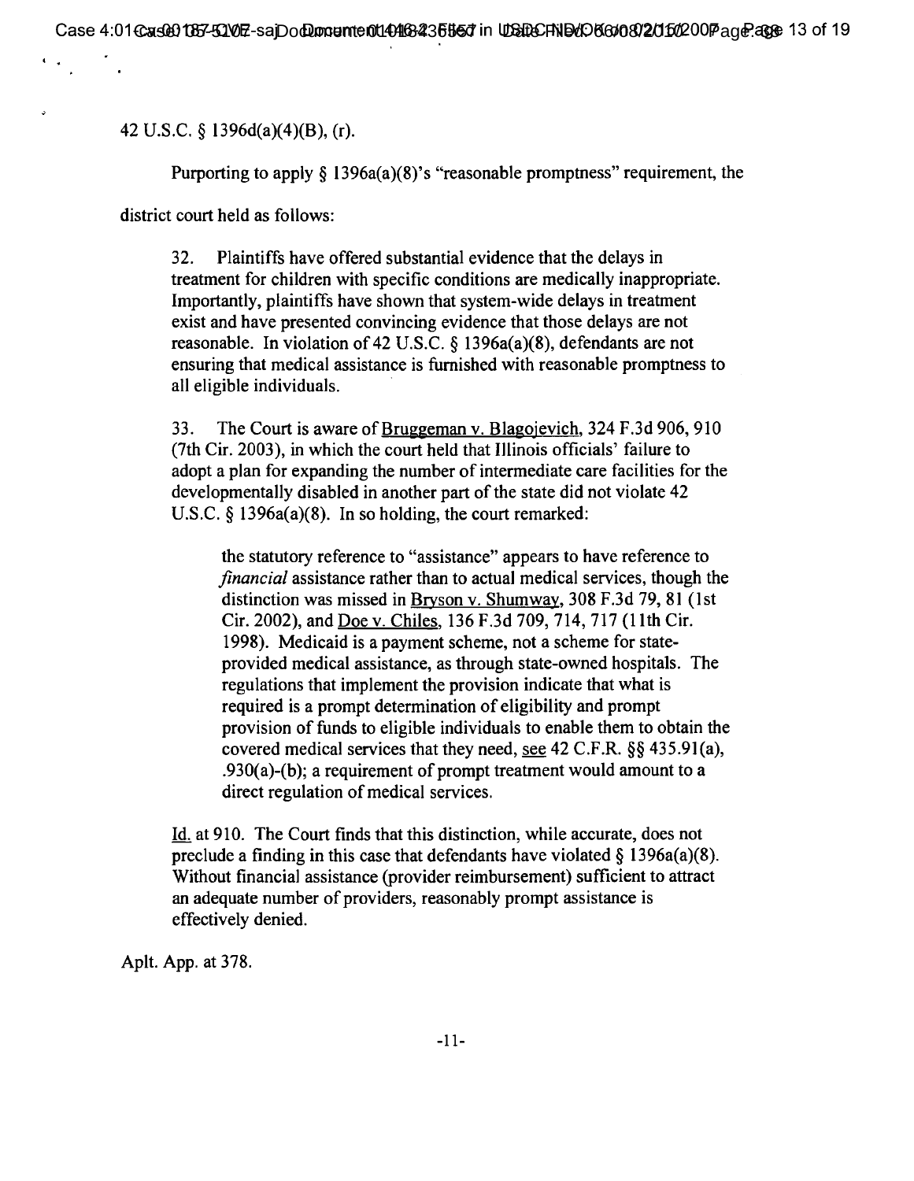42 U.S.C. § 1396d(a)(4)(B), (r).

Purporting to apply § 1396a(a)(8)'s "reasonable promptness" requirement, the district court held as follows:

> 32. Plaintiffs have offered substantial evidence that the delays in treatment for children with specific conditions are medically inappropriate. Importantly, plaintiffs have shown that system-wide delays in treatment exist and have presented convincing evidence that those delays are not reasonable. In violation of 42 U.S.C. § 1396a(a)(8), defendants are not ensuring that medical assistance is furnished with reasonable promptness to all eligible individuals.
>
> 33. The Court is aware of <u>Bruggeman v. Blagojevich</u>, 324 F.3d 906, 910 (7th Cir. 2003), in which the court held that Illinois officials' failure to adopt a plan for expanding the number of intermediate care facilities for the developmentally disabled in another part of the state did not violate 42 U.S.C. § 1396a(a)(8). In so holding, the court remarked:
>
>> the statutory reference to "assistance" appears to have reference to *financial* assistance rather than to actual medical services, though the distinction was missed in <u>Bryson v. Shumway</u>, 308 F.3d 79, 81 (1st Cir. 2002), and <u>Doe v. Chiles</u>, 136 F.3d 709, 714, 717 (11th Cir. 1998). Medicaid is a payment scheme, not a scheme for state-provided medical assistance, as through state-owned hospitals. The regulations that implement the provision indicate that what is required is a prompt determination of eligibility and prompt provision of funds to eligible individuals to enable them to obtain the covered medical services that they need, <u>see</u> 42 C.F.R. §§ 435.91(a), .930(a)-(b); a requirement of prompt treatment would amount to a direct regulation of medical services.
>
> <u>Id.</u> at 910. The Court finds that this distinction, while accurate, does not preclude a finding in this case that defendants have violated § 1396a(a)(8). Without financial assistance (provider reimbursement) sufficient to attract an adequate number of providers, reasonably prompt assistance is effectively denied.

Aplt. App. at 378.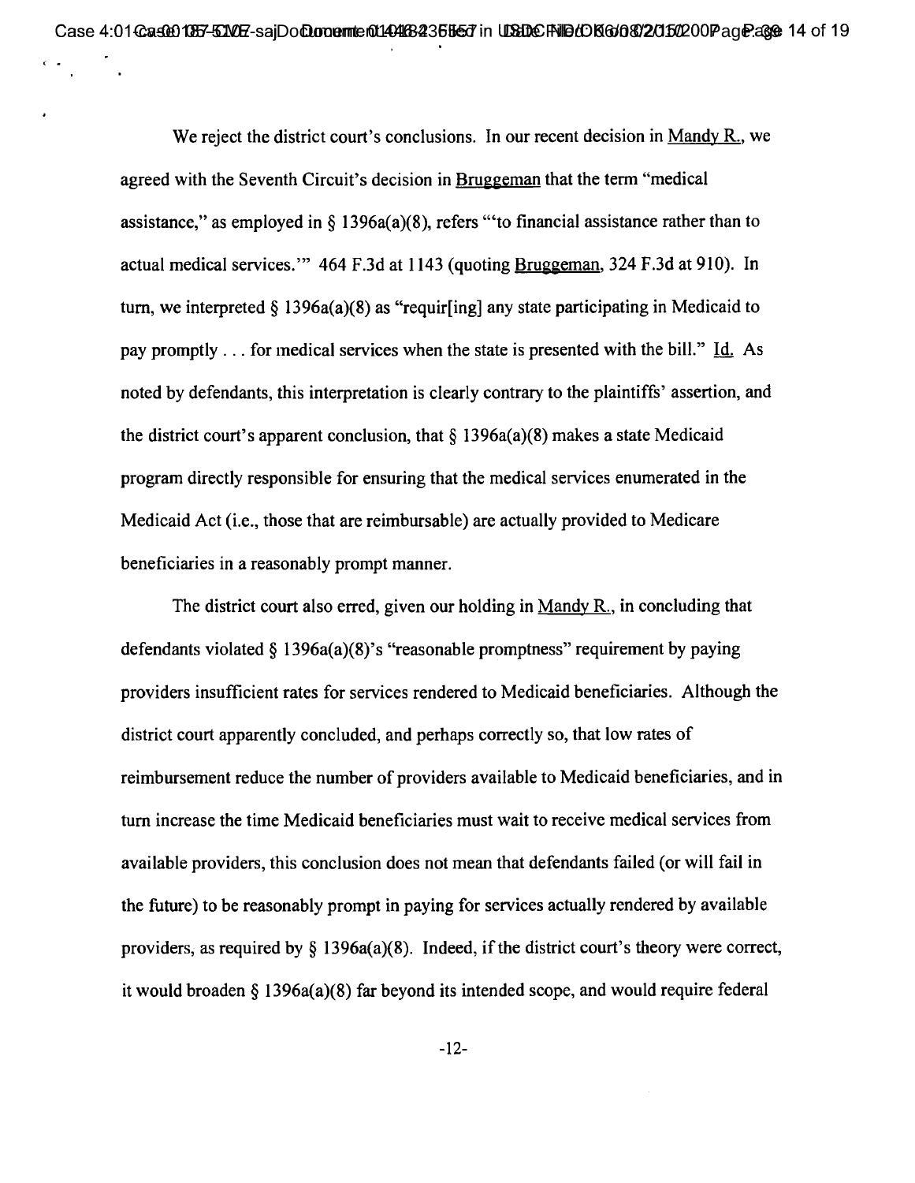We reject the district court's conclusions. In our recent decision in Mandy R., we agreed with the Seventh Circuit's decision in Bruggeman that the term "medical assistance," as employed in § 1396a(a)(8), refers "'to financial assistance rather than to actual medical services.'" 464 F.3d at 1143 (quoting Bruggeman, 324 F.3d at 910). In turn, we interpreted § 1396a(a)(8) as "requir[ing] any state participating in Medicaid to pay promptly . . . for medical services when the state is presented with the bill." Id. As noted by defendants, this interpretation is clearly contrary to the plaintiffs' assertion, and the district court's apparent conclusion, that § 1396a(a)(8) makes a state Medicaid program directly responsible for ensuring that the medical services enumerated in the Medicaid Act (i.e., those that are reimbursable) are actually provided to Medicare beneficiaries in a reasonably prompt manner.

The district court also erred, given our holding in Mandy R., in concluding that defendants violated § 1396a(a)(8)'s "reasonable promptness" requirement by paying providers insufficient rates for services rendered to Medicaid beneficiaries. Although the district court apparently concluded, and perhaps correctly so, that low rates of reimbursement reduce the number of providers available to Medicaid beneficiaries, and in turn increase the time Medicaid beneficiaries must wait to receive medical services from available providers, this conclusion does not mean that defendants failed (or will fail in the future) to be reasonably prompt in paying for services actually rendered by available providers, as required by § 1396a(a)(8). Indeed, if the district court's theory were correct, it would broaden § 1396a(a)(8) far beyond its intended scope, and would require federal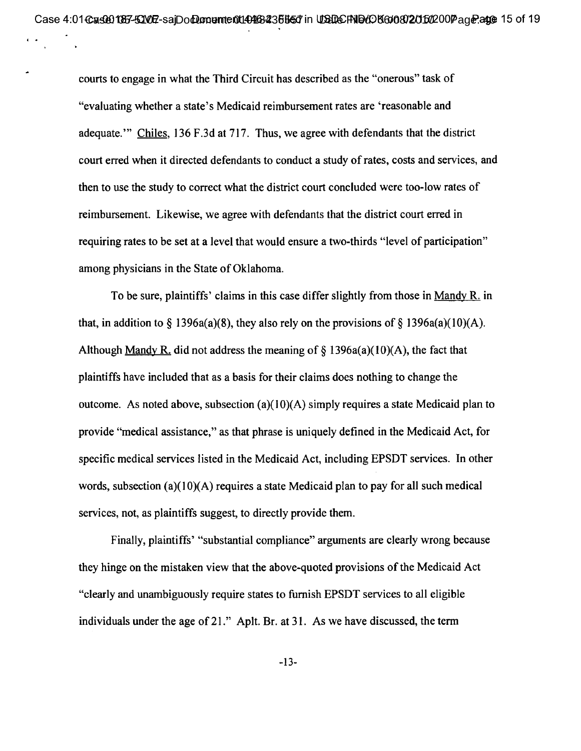courts to engage in what the Third Circuit has described as the "onerous" task of "evaluating whether a state's Medicaid reimbursement rates are 'reasonable and adequate.'" Chiles, 136 F.3d at 717. Thus, we agree with defendants that the district court erred when it directed defendants to conduct a study of rates, costs and services, and then to use the study to correct what the district court concluded were too-low rates of reimbursement. Likewise, we agree with defendants that the district court erred in requiring rates to be set at a level that would ensure a two-thirds "level of participation" among physicians in the State of Oklahoma.

To be sure, plaintiffs' claims in this case differ slightly from those in Mandy R. in that, in addition to § 1396a(a)(8), they also rely on the provisions of § 1396a(a)(10)(A). Although Mandy R. did not address the meaning of § 1396a(a)(10)(A), the fact that plaintiffs have included that as a basis for their claims does nothing to change the outcome. As noted above, subsection (a)(10)(A) simply requires a state Medicaid plan to provide "medical assistance," as that phrase is uniquely defined in the Medicaid Act, for specific medical services listed in the Medicaid Act, including EPSDT services. In other words, subsection (a)(10)(A) requires a state Medicaid plan to pay for all such medical services, not, as plaintiffs suggest, to directly provide them.

Finally, plaintiffs' "substantial compliance" arguments are clearly wrong because they hinge on the mistaken view that the above-quoted provisions of the Medicaid Act "clearly and unambiguously require states to furnish EPSDT services to all eligible individuals under the age of 21." Aplt. Br. at 31. As we have discussed, the term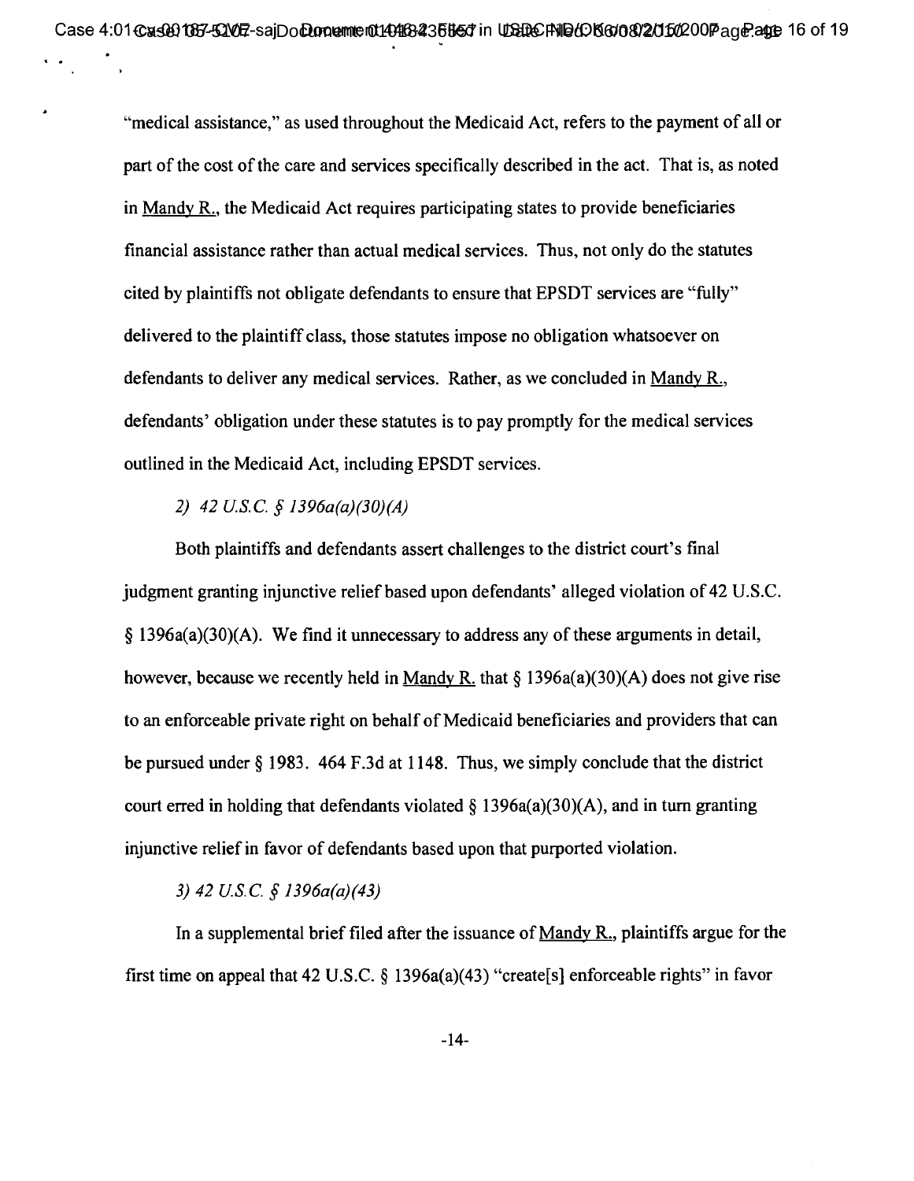"medical assistance," as used throughout the Medicaid Act, refers to the payment of all or part of the cost of the care and services specifically described in the act. That is, as noted in Mandy R., the Medicaid Act requires participating states to provide beneficiaries financial assistance rather than actual medical services. Thus, not only do the statutes cited by plaintiffs not obligate defendants to ensure that EPSDT services are "fully" delivered to the plaintiff class, those statutes impose no obligation whatsoever on defendants to deliver any medical services. Rather, as we concluded in Mandy R., defendants' obligation under these statutes is to pay promptly for the medical services outlined in the Medicaid Act, including EPSDT services.

*2) 42 U.S.C. § 1396a(a)(30)(A)*

Both plaintiffs and defendants assert challenges to the district court's final judgment granting injunctive relief based upon defendants' alleged violation of 42 U.S.C. § 1396a(a)(30)(A). We find it unnecessary to address any of these arguments in detail, however, because we recently held in Mandy R. that § 1396a(a)(30)(A) does not give rise to an enforceable private right on behalf of Medicaid beneficiaries and providers that can be pursued under § 1983. 464 F.3d at 1148. Thus, we simply conclude that the district court erred in holding that defendants violated § 1396a(a)(30)(A), and in turn granting injunctive relief in favor of defendants based upon that purported violation.

*3) 42 U.S.C. § 1396a(a)(43)*

In a supplemental brief filed after the issuance of Mandy R., plaintiffs argue for the first time on appeal that 42 U.S.C. § 1396a(a)(43) "create[s] enforceable rights" in favor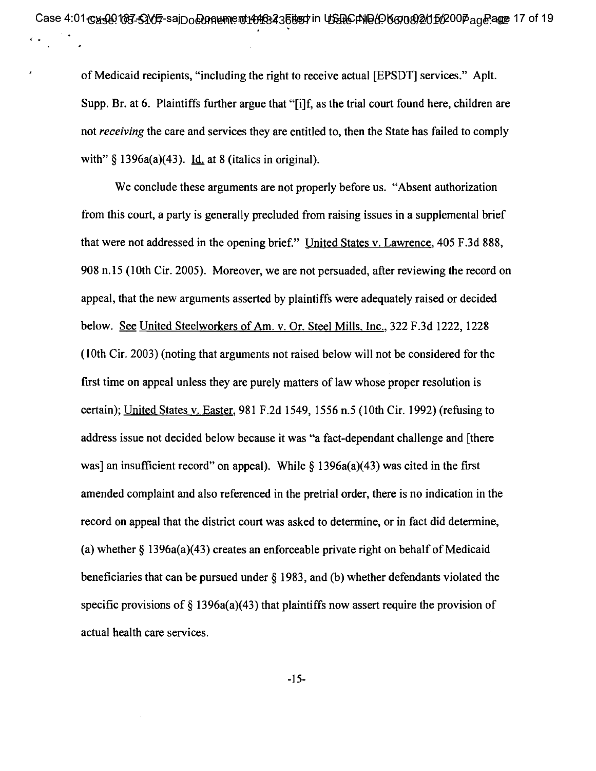of Medicaid recipients, "including the right to receive actual [EPSDT] services." Aplt. Supp. Br. at 6. Plaintiffs further argue that "[i]f, as the trial court found here, children are not *receiving* the care and services they are entitled to, then the State has failed to comply with" § 1396a(a)(43). Id. at 8 (italics in original).

We conclude these arguments are not properly before us. "Absent authorization from this court, a party is generally precluded from raising issues in a supplemental brief that were not addressed in the opening brief." United States v. Lawrence, 405 F.3d 888, 908 n.15 (10th Cir. 2005). Moreover, we are not persuaded, after reviewing the record on appeal, that the new arguments asserted by plaintiffs were adequately raised or decided below. See United Steelworkers of Am. v. Or. Steel Mills, Inc., 322 F.3d 1222, 1228 (10th Cir. 2003) (noting that arguments not raised below will not be considered for the first time on appeal unless they are purely matters of law whose proper resolution is certain); United States v. Easter, 981 F.2d 1549, 1556 n.5 (10th Cir. 1992) (refusing to address issue not decided below because it was "a fact-dependant challenge and [there was] an insufficient record" on appeal). While § 1396a(a)(43) was cited in the first amended complaint and also referenced in the pretrial order, there is no indication in the record on appeal that the district court was asked to determine, or in fact did determine, (a) whether § 1396a(a)(43) creates an enforceable private right on behalf of Medicaid beneficiaries that can be pursued under § 1983, and (b) whether defendants violated the specific provisions of § 1396a(a)(43) that plaintiffs now assert require the provision of actual health care services.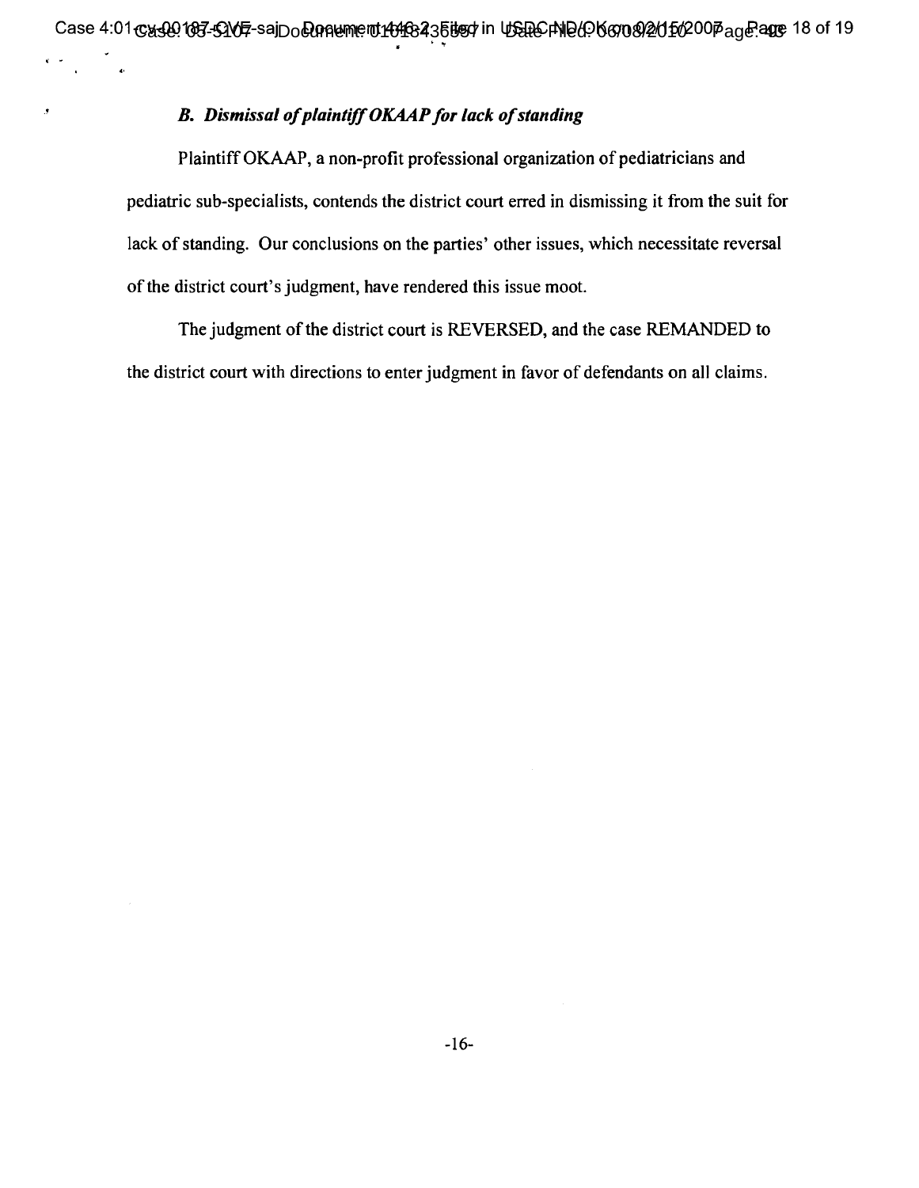### *B. Dismissal of plaintiff OKAAP for lack of standing*

Plaintiff OKAAP, a non-profit professional organization of pediatricians and pediatric sub-specialists, contends the district court erred in dismissing it from the suit for lack of standing. Our conclusions on the parties' other issues, which necessitate reversal of the district court's judgment, have rendered this issue moot.

The judgment of the district court is REVERSED, and the case REMANDED to the district court with directions to enter judgment in favor of defendants on all claims.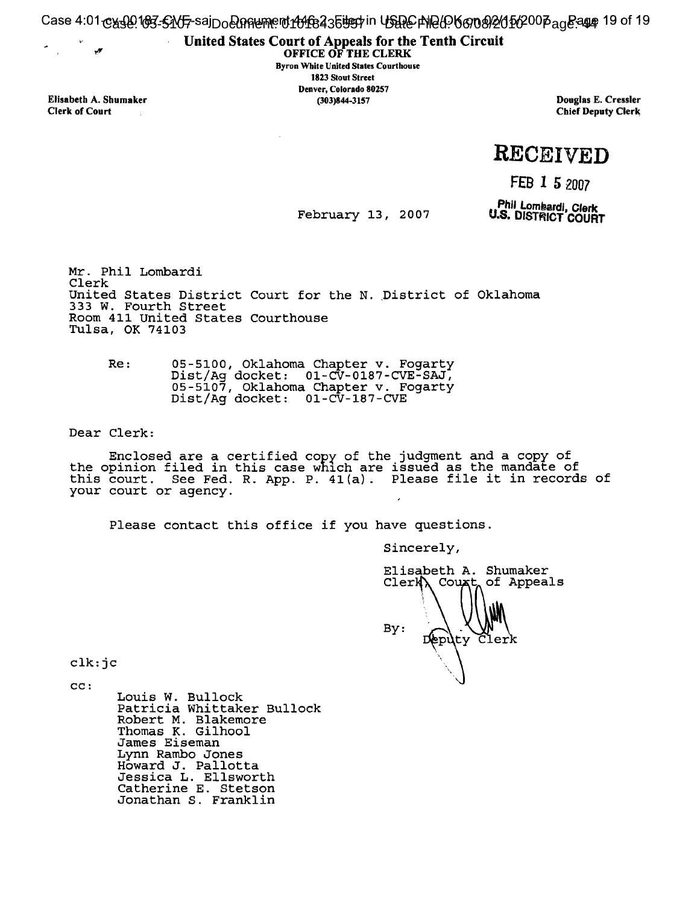**United States Court of Appeals for the Tenth Circuit**
**OFFICE OF THE CLERK**
Byron White United States Courthouse
1823 Stout Street
Denver, Colorado 80257
(303)844-3157

Elisabeth A. Shumaker
Clerk of Court

Douglas E. Cressler
Chief Deputy Clerk

RECEIVED
FEB 15 2007
Phil Lombardi, Clerk
U.S. DISTRICT COURT

February 13, 2007

Mr. Phil Lombardi
Clerk
United States District Court for the N. District of Oklahoma
333 W. Fourth Street
Room 411 United States Courthouse
Tulsa, OK 74103

Re: 05-5100, Oklahoma Chapter v. Fogarty
Dist/Ag docket: 01-CV-0187-CVE-SAJ,
05-5107, Oklahoma Chapter v. Fogarty
Dist/Ag docket: 01-CV-187-CVE

Dear Clerk:

Enclosed are a certified copy of the judgment and a copy of the opinion filed in this case which are issued as the mandate of this court. See Fed. R. App. P. 41(a). Please file it in records of your court or agency.

Please contact this office if you have questions.

Sincerely,

Elisabeth A. Shumaker
Clerk, Court of Appeals

By: Deputy Clerk

clk:jc

cc:
Louis W. Bullock
Patricia Whittaker Bullock
Robert M. Blakemore
Thomas K. Gilhool
James Eiseman
Lynn Rambo Jones
Howard J. Pallotta
Jessica L. Ellsworth
Catherine E. Stetson
Jonathan S. Franklin